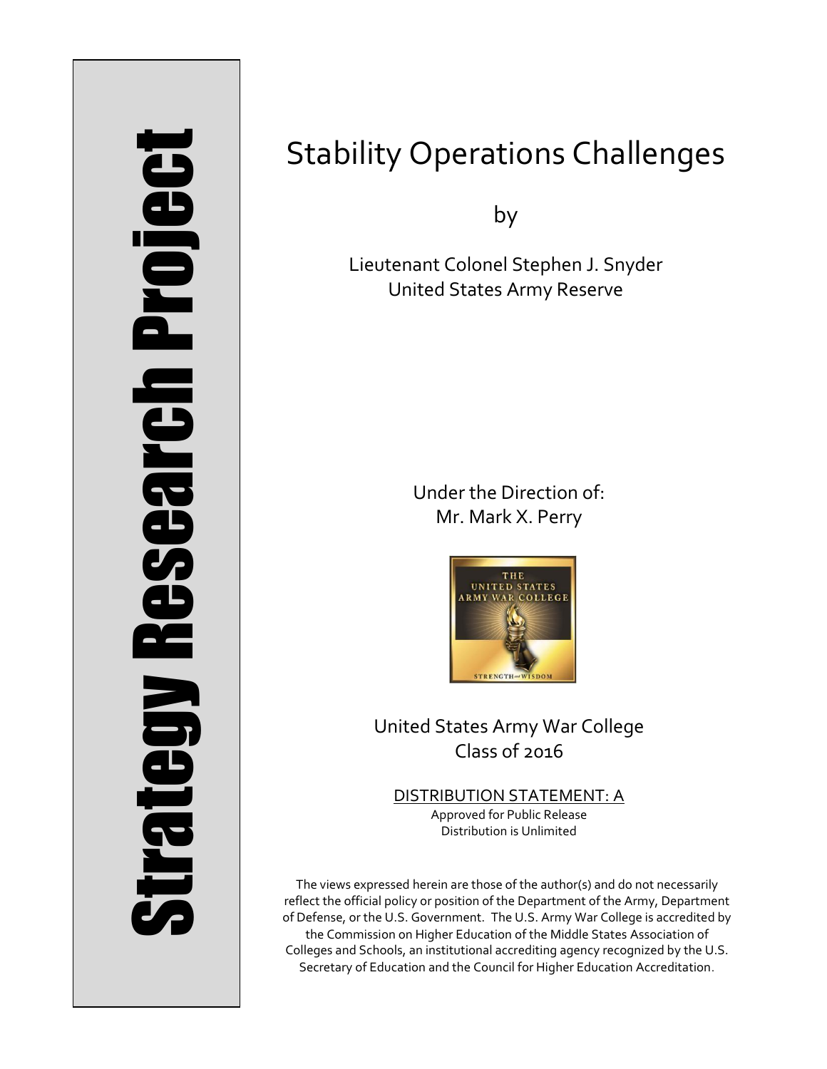Strategy Research Project

# Stability Operations Challenges

by

Lieutenant Colonel Stephen J. Snyder
United States Army Reserve

Under the Direction of:
Mr. Mark X. Perry

United States Army War College
Class of 2016

DISTRIBUTION STATEMENT: A
Approved for Public Release
Distribution is Unlimited

The views expressed herein are those of the author(s) and do not necessarily reflect the official policy or position of the Department of the Army, Department of Defense, or the U.S. Government. The U.S. Army War College is accredited by the Commission on Higher Education of the Middle States Association of Colleges and Schools, an institutional accrediting agency recognized by the U.S. Secretary of Education and the Council for Higher Education Accreditation.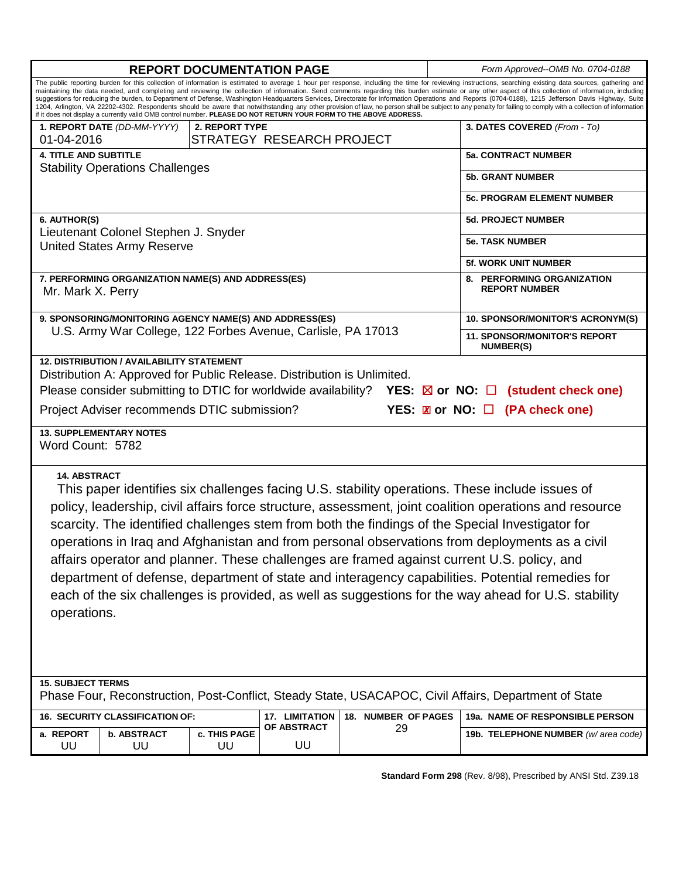# REPORT DOCUMENTATION PAGE

*Form Approved--OMB No. 0704-0188*

The public reporting burden for this collection of information is estimated to average 1 hour per response, including the time for reviewing instructions, searching existing data sources, gathering and maintaining the data needed, and completing and reviewing the collection of information. Send comments regarding this burden estimate or any other aspect of this collection of information, including suggestions for reducing the burden, to Department of Defense, Washington Headquarters Services, Directorate for Information Operations and Reports (0704-0188), 1215 Jefferson Davis Highway, Suite 1204, Arlington, VA 22202-4302. Respondents should be aware that notwithstanding any other provision of law, no person shall be subject to any penalty for failing to comply with a collection of information if it does not display a currently valid OMB control number. **PLEASE DO NOT RETURN YOUR FORM TO THE ABOVE ADDRESS.**

| | | |
|---|---|---|
| **1. REPORT DATE** *(DD-MM-YYYY)* 01-04-2016 | **2. REPORT TYPE** STRATEGY RESEARCH PROJECT | **3. DATES COVERED** *(From - To)* |
| **4. TITLE AND SUBTITLE** Stability Operations Challenges | | **5a. CONTRACT NUMBER** |
| | | **5b. GRANT NUMBER** |
| | | **5c. PROGRAM ELEMENT NUMBER** |
| **6. AUTHOR(S)** Lieutenant Colonel Stephen J. Snyder, United States Army Reserve | | **5d. PROJECT NUMBER** |
| | | **5e. TASK NUMBER** |
| | | **5f. WORK UNIT NUMBER** |
| **7. PERFORMING ORGANIZATION NAME(S) AND ADDRESS(ES)** Mr. Mark X. Perry | | **8. PERFORMING ORGANIZATION REPORT NUMBER** |
| **9. SPONSORING/MONITORING AGENCY NAME(S) AND ADDRESS(ES)** U.S. Army War College, 122 Forbes Avenue, Carlisle, PA 17013 | | **10. SPONSOR/MONITOR'S ACRONYM(S)** |
| | | **11. SPONSOR/MONITOR'S REPORT NUMBER(S)** |

**12. DISTRIBUTION / AVAILABILITY STATEMENT**

Distribution A: Approved for Public Release. Distribution is Unlimited.

Please consider submitting to DTIC for worldwide availability? **YES: ☒ or NO: ☐ (student check one)**

Project Adviser recommends DTIC submission? **YES: ☒ or NO: ☐ (PA check one)**

**13. SUPPLEMENTARY NOTES**

Word Count: 5782

**14. ABSTRACT**

This paper identifies six challenges facing U.S. stability operations. These include issues of policy, leadership, civil affairs force structure, assessment, joint coalition operations and resource scarcity. The identified challenges stem from both the findings of the Special Investigator for operations in Iraq and Afghanistan and from personal observations from deployments as a civil affairs operator and planner. These challenges are framed against current U.S. policy, and department of defense, department of state and interagency capabilities. Potential remedies for each of the six challenges is provided, as well as suggestions for the way ahead for U.S. stability operations.

**15. SUBJECT TERMS**

Phase Four, Reconstruction, Post-Conflict, Steady State, USACAPOC, Civil Affairs, Department of State

| **16. SECURITY CLASSIFICATION OF:** | | | **17. LIMITATION OF ABSTRACT** | **18. NUMBER OF PAGES** | **19a. NAME OF RESPONSIBLE PERSON** |
|---|---|---|---|---|---|
| **a. REPORT** | **b. ABSTRACT** | **c. THIS PAGE** | | | **19b. TELEPHONE NUMBER** *(w/ area code)* |
| UU | UU | UU | UU | 29 | |

**Standard Form 298** (Rev. 8/98), Prescribed by ANSI Std. Z39.18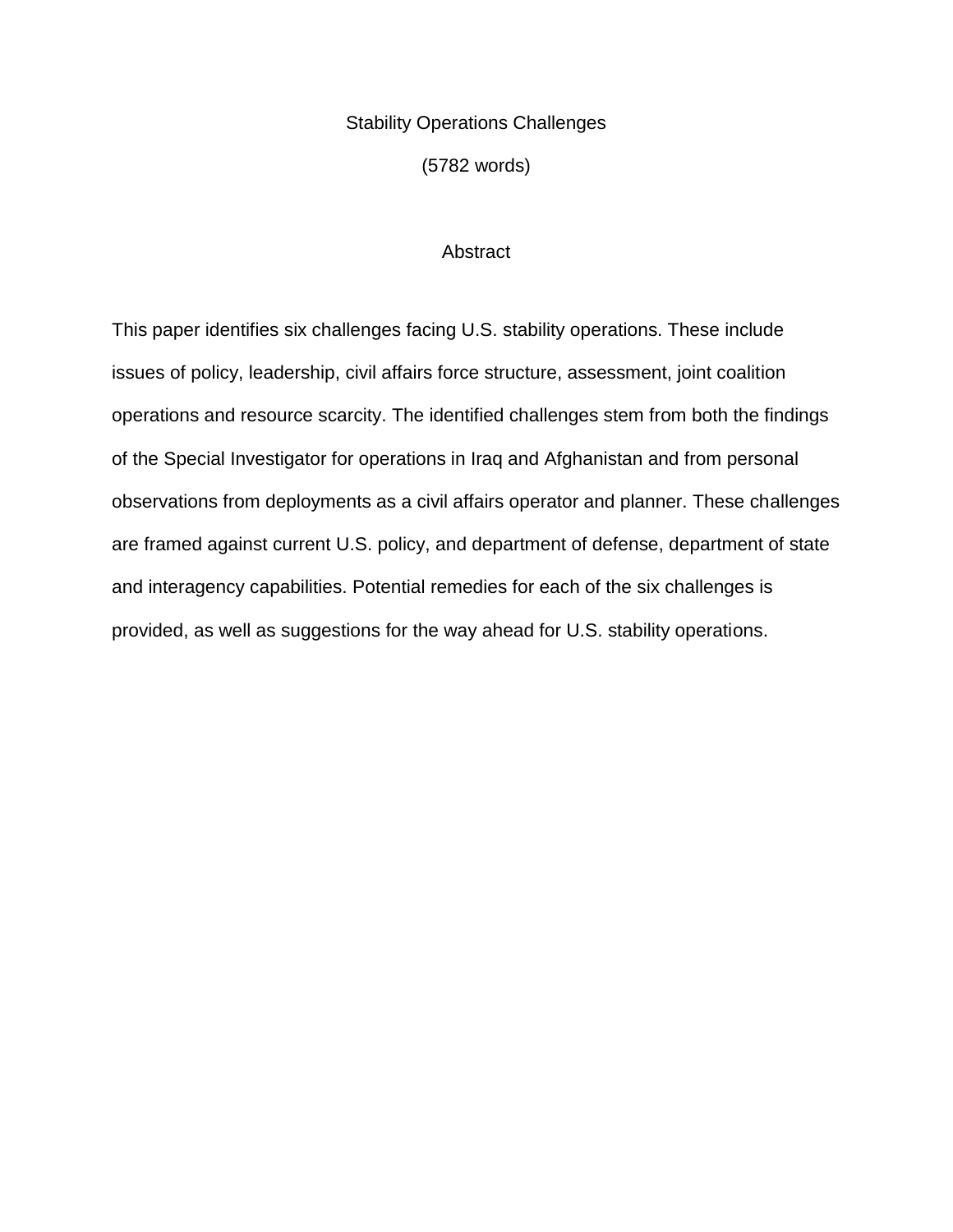# Stability Operations Challenges

(5782 words)

## Abstract

This paper identifies six challenges facing U.S. stability operations. These include issues of policy, leadership, civil affairs force structure, assessment, joint coalition operations and resource scarcity. The identified challenges stem from both the findings of the Special Investigator for operations in Iraq and Afghanistan and from personal observations from deployments as a civil affairs operator and planner. These challenges are framed against current U.S. policy, and department of defense, department of state and interagency capabilities. Potential remedies for each of the six challenges is provided, as well as suggestions for the way ahead for U.S. stability operations.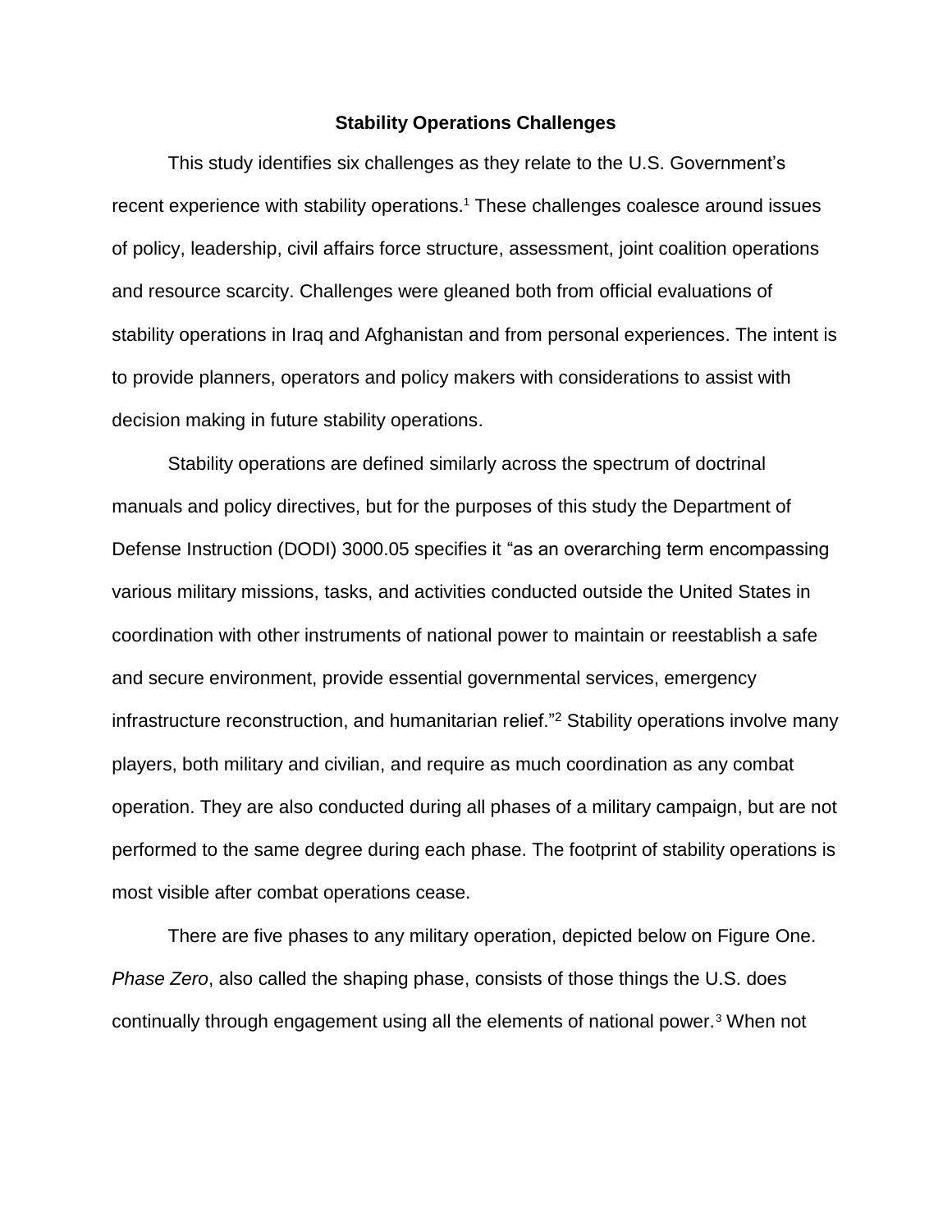## Stability Operations Challenges

This study identifies six challenges as they relate to the U.S. Government's recent experience with stability operations.[1] These challenges coalesce around issues of policy, leadership, civil affairs force structure, assessment, joint coalition operations and resource scarcity. Challenges were gleaned both from official evaluations of stability operations in Iraq and Afghanistan and from personal experiences. The intent is to provide planners, operators and policy makers with considerations to assist with decision making in future stability operations.

Stability operations are defined similarly across the spectrum of doctrinal manuals and policy directives, but for the purposes of this study the Department of Defense Instruction (DODI) 3000.05 specifies it "as an overarching term encompassing various military missions, tasks, and activities conducted outside the United States in coordination with other instruments of national power to maintain or reestablish a safe and secure environment, provide essential governmental services, emergency infrastructure reconstruction, and humanitarian relief."[2] Stability operations involve many players, both military and civilian, and require as much coordination as any combat operation. They are also conducted during all phases of a military campaign, but are not performed to the same degree during each phase. The footprint of stability operations is most visible after combat operations cease.

There are five phases to any military operation, depicted below on Figure One. *Phase Zero*, also called the shaping phase, consists of those things the U.S. does continually through engagement using all the elements of national power.[3] When not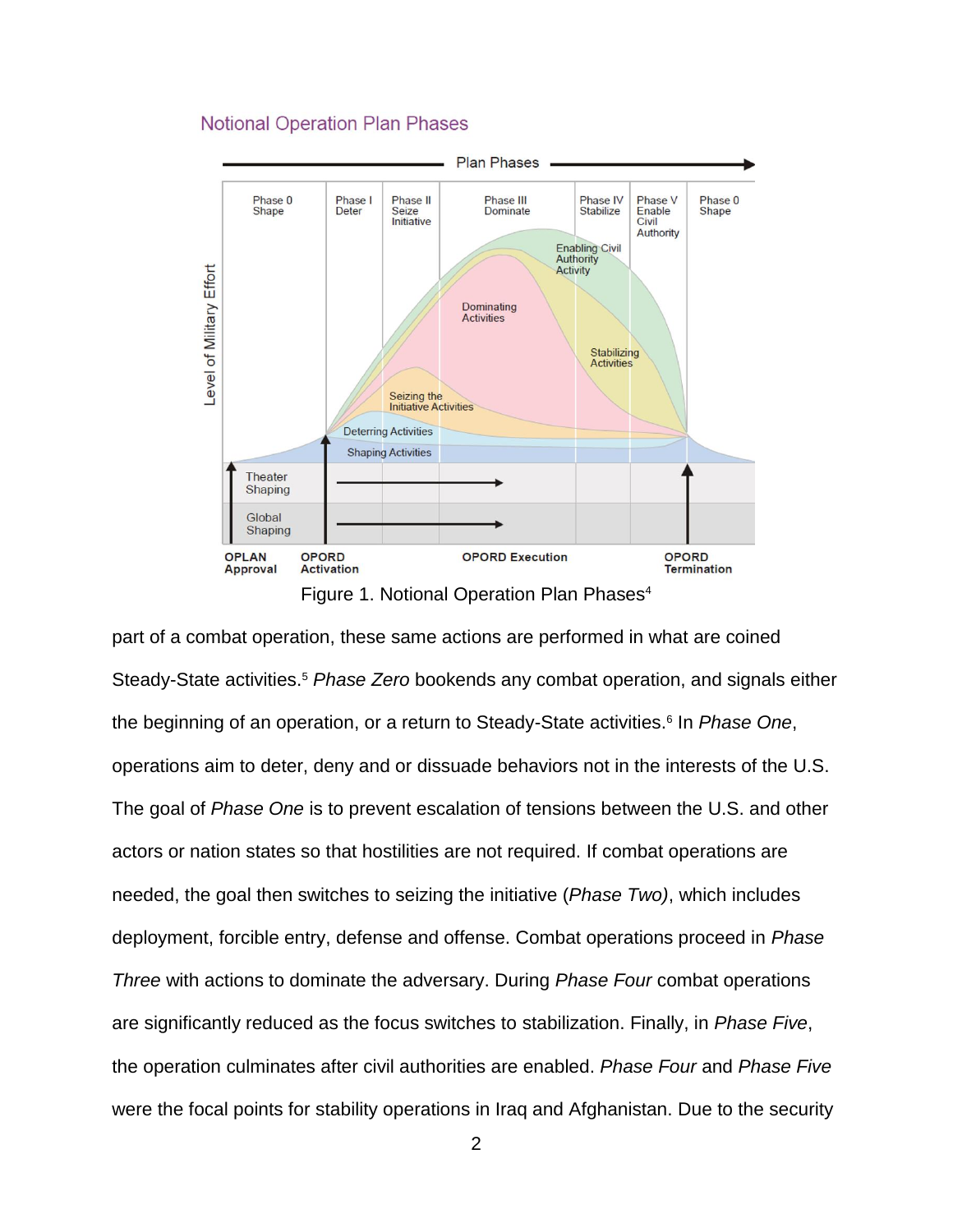Figure 1. Notional Operation Plan Phases[4]

part of a combat operation, these same actions are performed in what are coined Steady-State activities.[5] *Phase Zero* bookends any combat operation, and signals either the beginning of an operation, or a return to Steady-State activities.[6] In *Phase One*, operations aim to deter, deny and or dissuade behaviors not in the interests of the U.S. The goal of *Phase One* is to prevent escalation of tensions between the U.S. and other actors or nation states so that hostilities are not required. If combat operations are needed, the goal then switches to seizing the initiative (*Phase Two)*, which includes deployment, forcible entry, defense and offense. Combat operations proceed in *Phase Three* with actions to dominate the adversary. During *Phase Four* combat operations are significantly reduced as the focus switches to stabilization. Finally, in *Phase Five*, the operation culminates after civil authorities are enabled. *Phase Four* and *Phase Five* were the focal points for stability operations in Iraq and Afghanistan. Due to the security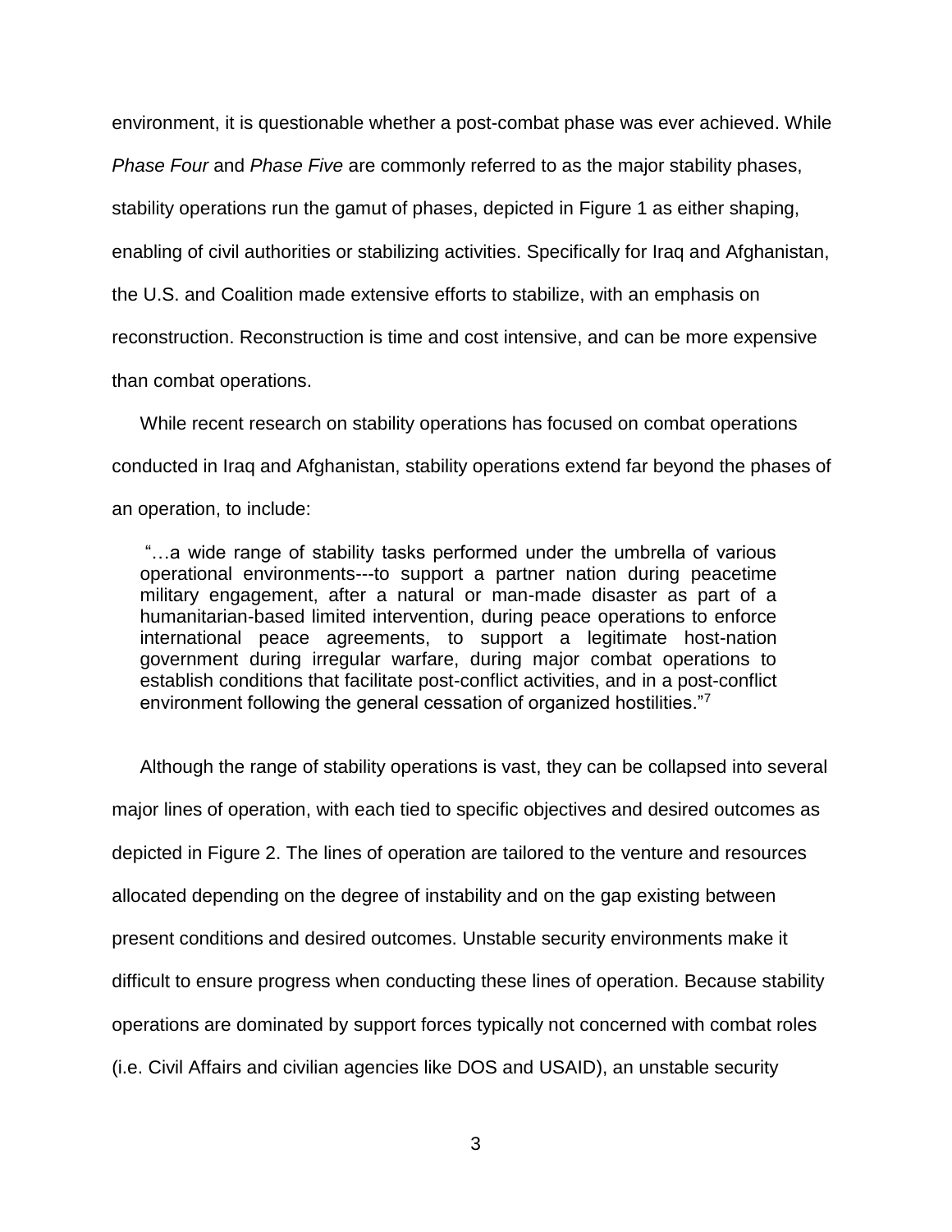environment, it is questionable whether a post-combat phase was ever achieved. While *Phase Four* and *Phase Five* are commonly referred to as the major stability phases, stability operations run the gamut of phases, depicted in Figure 1 as either shaping, enabling of civil authorities or stabilizing activities. Specifically for Iraq and Afghanistan, the U.S. and Coalition made extensive efforts to stabilize, with an emphasis on reconstruction. Reconstruction is time and cost intensive, and can be more expensive than combat operations.

While recent research on stability operations has focused on combat operations conducted in Iraq and Afghanistan, stability operations extend far beyond the phases of an operation, to include:

> "…a wide range of stability tasks performed under the umbrella of various operational environments---to support a partner nation during peacetime military engagement, after a natural or man-made disaster as part of a humanitarian-based limited intervention, during peace operations to enforce international peace agreements, to support a legitimate host-nation government during irregular warfare, during major combat operations to establish conditions that facilitate post-conflict activities, and in a post-conflict environment following the general cessation of organized hostilities."[7]

Although the range of stability operations is vast, they can be collapsed into several major lines of operation, with each tied to specific objectives and desired outcomes as depicted in Figure 2. The lines of operation are tailored to the venture and resources allocated depending on the degree of instability and on the gap existing between present conditions and desired outcomes. Unstable security environments make it difficult to ensure progress when conducting these lines of operation. Because stability operations are dominated by support forces typically not concerned with combat roles (i.e. Civil Affairs and civilian agencies like DOS and USAID), an unstable security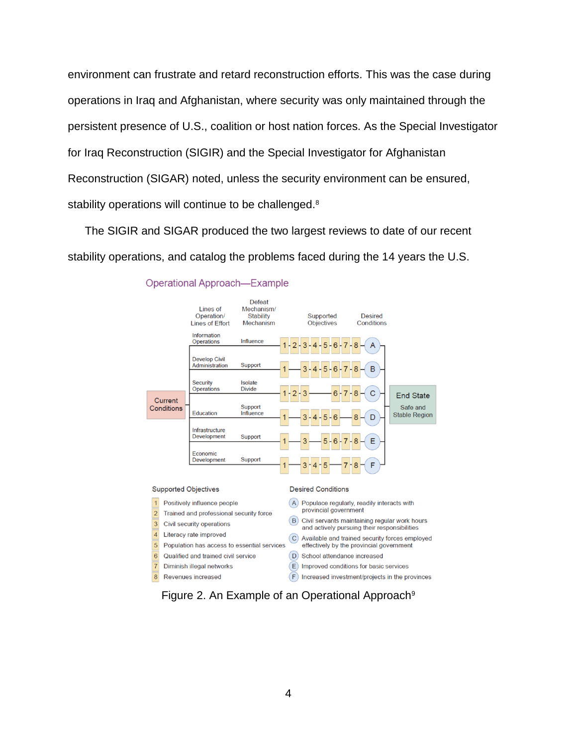environment can frustrate and retard reconstruction efforts. This was the case during operations in Iraq and Afghanistan, where security was only maintained through the persistent presence of U.S., coalition or host nation forces. As the Special Investigator for Iraq Reconstruction (SIGIR) and the Special Investigator for Afghanistan Reconstruction (SIGAR) noted, unless the security environment can be ensured, stability operations will continue to be challenged.[8]

The SIGIR and SIGAR produced the two largest reviews to date of our recent stability operations, and catalog the problems faced during the 14 years the U.S.

**Operational Approach—Example**

Current Conditions → End State: Safe and Stable Region

| Lines of Operation/ Lines of Effort | Defeat Mechanism/ Stability Mechanism | Supported Objectives | Desired Conditions |
|---|---|---|---|
| Information Operations | Influence | 1-2-3-4-5-6-7-8 | A |
| Develop Civil Administration | Support | 1—3-4-5-6-7-8 | B |
| Security Operations | Isolate Divide | 1-2-3—6-7-8 | C |
| Education | Support Influence | 1—3-4-5-6—8 | D |
| Infrastructure Development | Support | 1—3—5-6-7-8 | E |
| Economic Development | Support | 1—3-4-5—7-8 | F |

Supported Objectives

1. Positively influence people
2. Trained and professional security force
3. Civil security operations
4. Literacy rate improved
5. Population has access to essential services
6. Qualified and trained civil service
7. Diminish illegal networks
8. Revenues increased

Desired Conditions

- A. Populace regularly, readily interacts with provincial government
- B. Civil servants maintaining regular work hours and actively pursuing their responsibilities
- C. Available and trained security forces employed effectively by the provincial government
- D. School attendance increased
- E. Improved conditions for basic services
- F. Increased investment/projects in the provinces

Figure 2. An Example of an Operational Approach[9]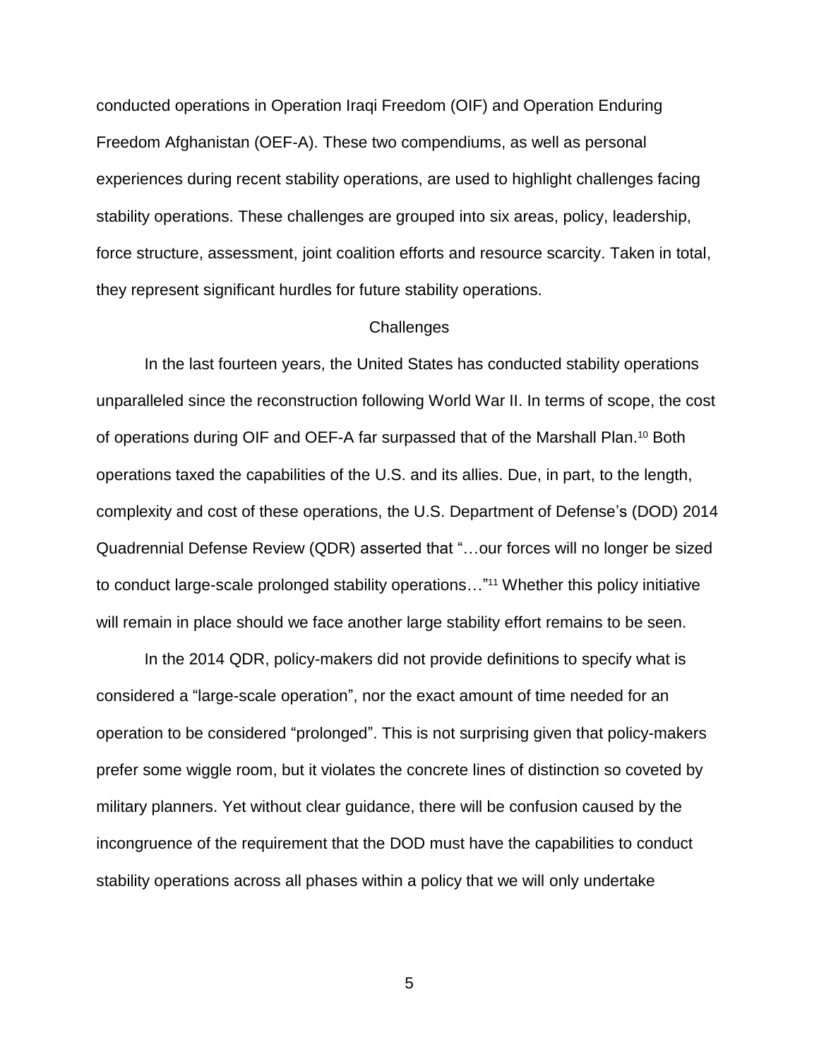conducted operations in Operation Iraqi Freedom (OIF) and Operation Enduring Freedom Afghanistan (OEF-A). These two compendiums, as well as personal experiences during recent stability operations, are used to highlight challenges facing stability operations. These challenges are grouped into six areas, policy, leadership, force structure, assessment, joint coalition efforts and resource scarcity. Taken in total, they represent significant hurdles for future stability operations.

## Challenges

In the last fourteen years, the United States has conducted stability operations unparalleled since the reconstruction following World War II. In terms of scope, the cost of operations during OIF and OEF-A far surpassed that of the Marshall Plan.[10] Both operations taxed the capabilities of the U.S. and its allies. Due, in part, to the length, complexity and cost of these operations, the U.S. Department of Defense's (DOD) 2014 Quadrennial Defense Review (QDR) asserted that "…our forces will no longer be sized to conduct large-scale prolonged stability operations…"[11] Whether this policy initiative will remain in place should we face another large stability effort remains to be seen.

In the 2014 QDR, policy-makers did not provide definitions to specify what is considered a "large-scale operation", nor the exact amount of time needed for an operation to be considered "prolonged". This is not surprising given that policy-makers prefer some wiggle room, but it violates the concrete lines of distinction so coveted by military planners. Yet without clear guidance, there will be confusion caused by the incongruence of the requirement that the DOD must have the capabilities to conduct stability operations across all phases within a policy that we will only undertake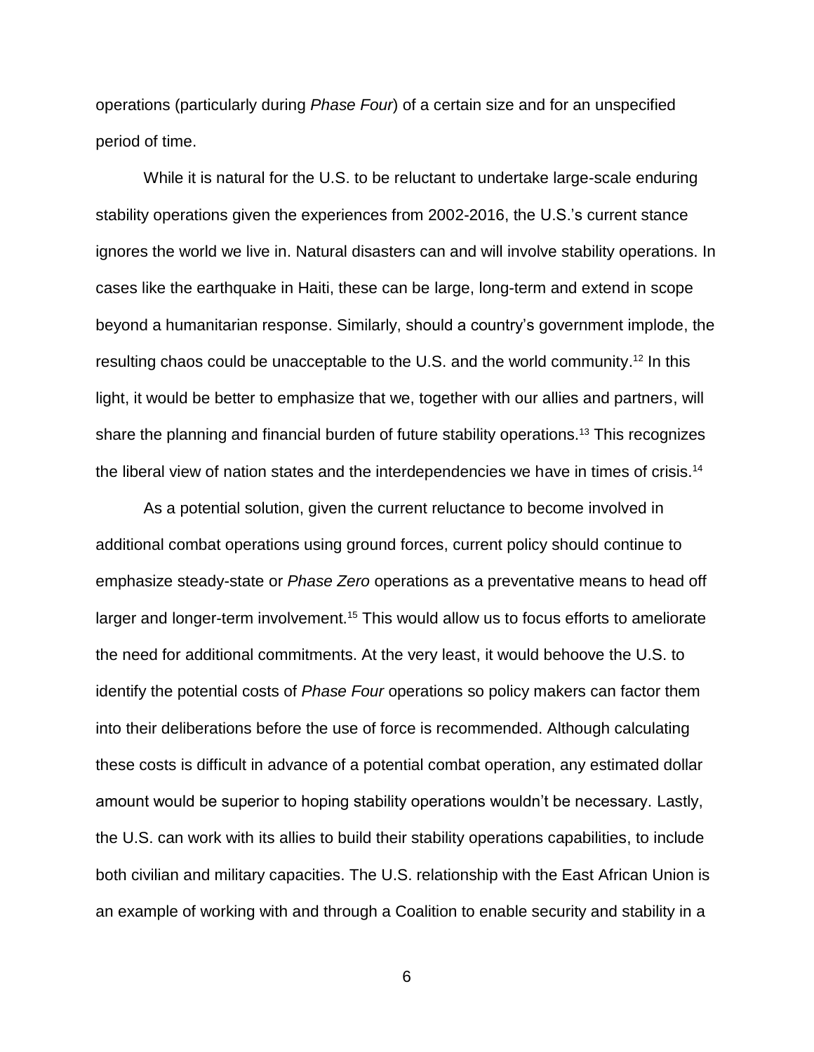operations (particularly during *Phase Four*) of a certain size and for an unspecified period of time.

While it is natural for the U.S. to be reluctant to undertake large-scale enduring stability operations given the experiences from 2002-2016, the U.S.'s current stance ignores the world we live in. Natural disasters can and will involve stability operations. In cases like the earthquake in Haiti, these can be large, long-term and extend in scope beyond a humanitarian response. Similarly, should a country's government implode, the resulting chaos could be unacceptable to the U.S. and the world community.[12] In this light, it would be better to emphasize that we, together with our allies and partners, will share the planning and financial burden of future stability operations.[13] This recognizes the liberal view of nation states and the interdependencies we have in times of crisis.[14]

As a potential solution, given the current reluctance to become involved in additional combat operations using ground forces, current policy should continue to emphasize steady-state or *Phase Zero* operations as a preventative means to head off larger and longer-term involvement.[15] This would allow us to focus efforts to ameliorate the need for additional commitments. At the very least, it would behoove the U.S. to identify the potential costs of *Phase Four* operations so policy makers can factor them into their deliberations before the use of force is recommended. Although calculating these costs is difficult in advance of a potential combat operation, any estimated dollar amount would be superior to hoping stability operations wouldn't be necessary. Lastly, the U.S. can work with its allies to build their stability operations capabilities, to include both civilian and military capacities. The U.S. relationship with the East African Union is an example of working with and through a Coalition to enable security and stability in a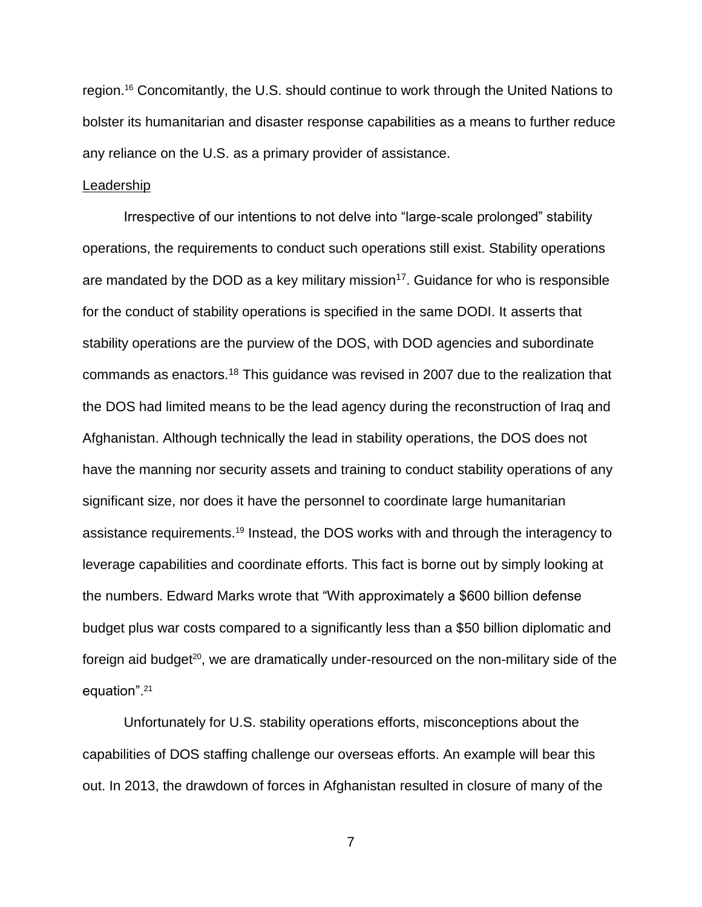region.[16] Concomitantly, the U.S. should continue to work through the United Nations to bolster its humanitarian and disaster response capabilities as a means to further reduce any reliance on the U.S. as a primary provider of assistance.

Leadership

Irrespective of our intentions to not delve into "large-scale prolonged" stability operations, the requirements to conduct such operations still exist. Stability operations are mandated by the DOD as a key military mission[17]. Guidance for who is responsible for the conduct of stability operations is specified in the same DODI. It asserts that stability operations are the purview of the DOS, with DOD agencies and subordinate commands as enactors.[18] This guidance was revised in 2007 due to the realization that the DOS had limited means to be the lead agency during the reconstruction of Iraq and Afghanistan. Although technically the lead in stability operations, the DOS does not have the manning nor security assets and training to conduct stability operations of any significant size, nor does it have the personnel to coordinate large humanitarian assistance requirements.[19] Instead, the DOS works with and through the interagency to leverage capabilities and coordinate efforts. This fact is borne out by simply looking at the numbers. Edward Marks wrote that "With approximately a $600 billion defense budget plus war costs compared to a significantly less than a $50 billion diplomatic and foreign aid budget[20], we are dramatically under-resourced on the non-military side of the equation".[21]

Unfortunately for U.S. stability operations efforts, misconceptions about the capabilities of DOS staffing challenge our overseas efforts. An example will bear this out. In 2013, the drawdown of forces in Afghanistan resulted in closure of many of the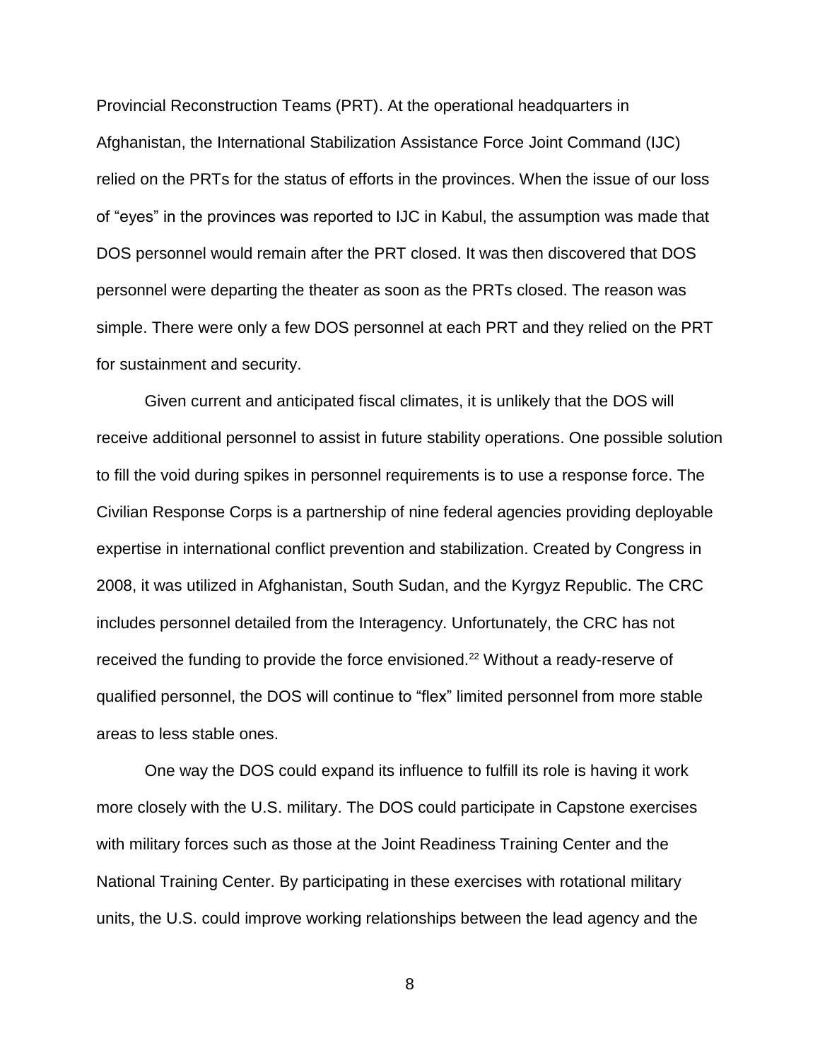Provincial Reconstruction Teams (PRT). At the operational headquarters in Afghanistan, the International Stabilization Assistance Force Joint Command (IJC) relied on the PRTs for the status of efforts in the provinces. When the issue of our loss of "eyes" in the provinces was reported to IJC in Kabul, the assumption was made that DOS personnel would remain after the PRT closed. It was then discovered that DOS personnel were departing the theater as soon as the PRTs closed. The reason was simple. There were only a few DOS personnel at each PRT and they relied on the PRT for sustainment and security.

Given current and anticipated fiscal climates, it is unlikely that the DOS will receive additional personnel to assist in future stability operations. One possible solution to fill the void during spikes in personnel requirements is to use a response force. The Civilian Response Corps is a partnership of nine federal agencies providing deployable expertise in international conflict prevention and stabilization. Created by Congress in 2008, it was utilized in Afghanistan, South Sudan, and the Kyrgyz Republic. The CRC includes personnel detailed from the Interagency. Unfortunately, the CRC has not received the funding to provide the force envisioned.[22] Without a ready-reserve of qualified personnel, the DOS will continue to "flex" limited personnel from more stable areas to less stable ones.

One way the DOS could expand its influence to fulfill its role is having it work more closely with the U.S. military. The DOS could participate in Capstone exercises with military forces such as those at the Joint Readiness Training Center and the National Training Center. By participating in these exercises with rotational military units, the U.S. could improve working relationships between the lead agency and the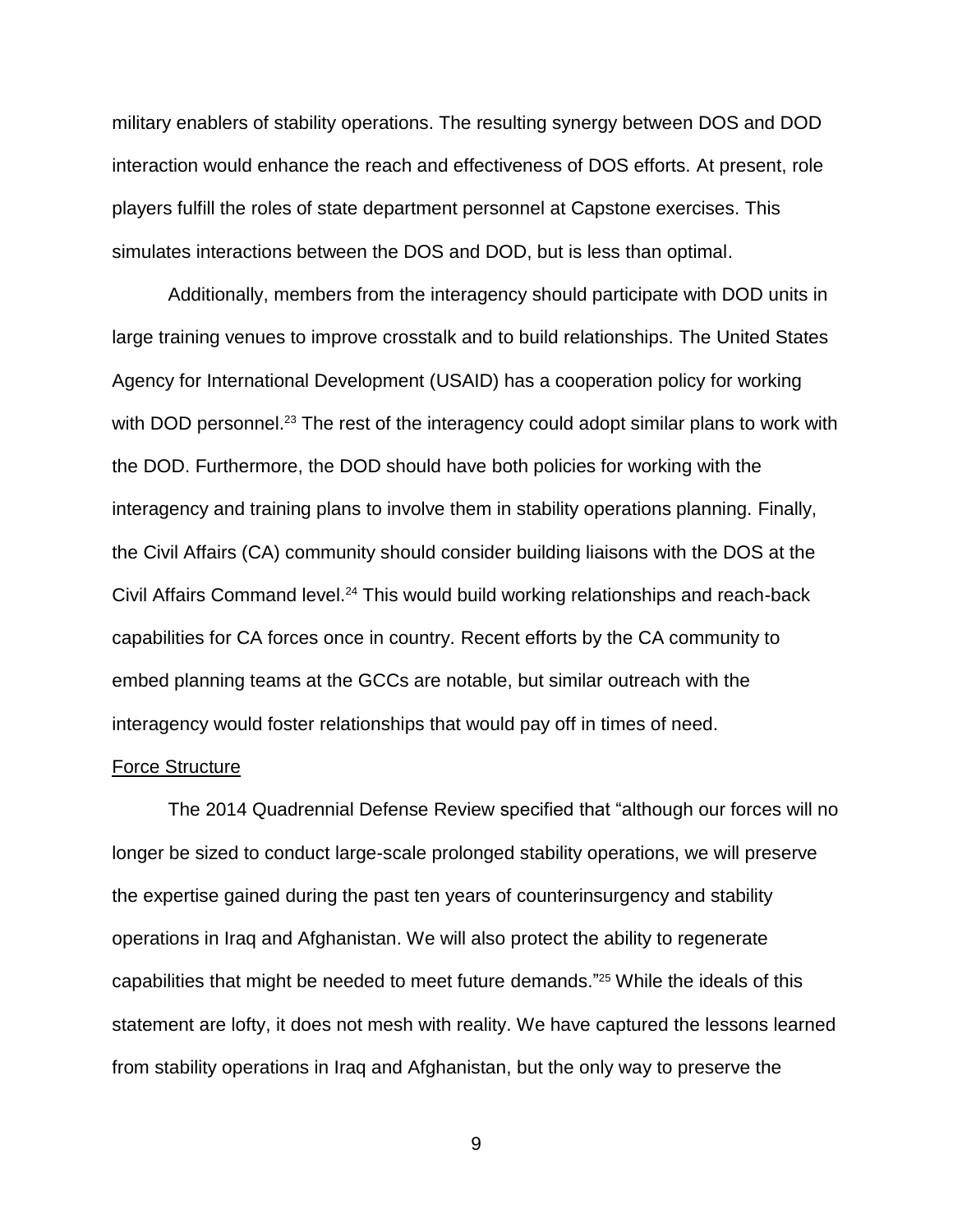military enablers of stability operations. The resulting synergy between DOS and DOD interaction would enhance the reach and effectiveness of DOS efforts. At present, role players fulfill the roles of state department personnel at Capstone exercises. This simulates interactions between the DOS and DOD, but is less than optimal.

Additionally, members from the interagency should participate with DOD units in large training venues to improve crosstalk and to build relationships. The United States Agency for International Development (USAID) has a cooperation policy for working with DOD personnel.[23] The rest of the interagency could adopt similar plans to work with the DOD. Furthermore, the DOD should have both policies for working with the interagency and training plans to involve them in stability operations planning. Finally, the Civil Affairs (CA) community should consider building liaisons with the DOS at the Civil Affairs Command level.[24] This would build working relationships and reach-back capabilities for CA forces once in country. Recent efforts by the CA community to embed planning teams at the GCCs are notable, but similar outreach with the interagency would foster relationships that would pay off in times of need.

Force Structure

The 2014 Quadrennial Defense Review specified that "although our forces will no longer be sized to conduct large-scale prolonged stability operations, we will preserve the expertise gained during the past ten years of counterinsurgency and stability operations in Iraq and Afghanistan. We will also protect the ability to regenerate capabilities that might be needed to meet future demands."[25] While the ideals of this statement are lofty, it does not mesh with reality. We have captured the lessons learned from stability operations in Iraq and Afghanistan, but the only way to preserve the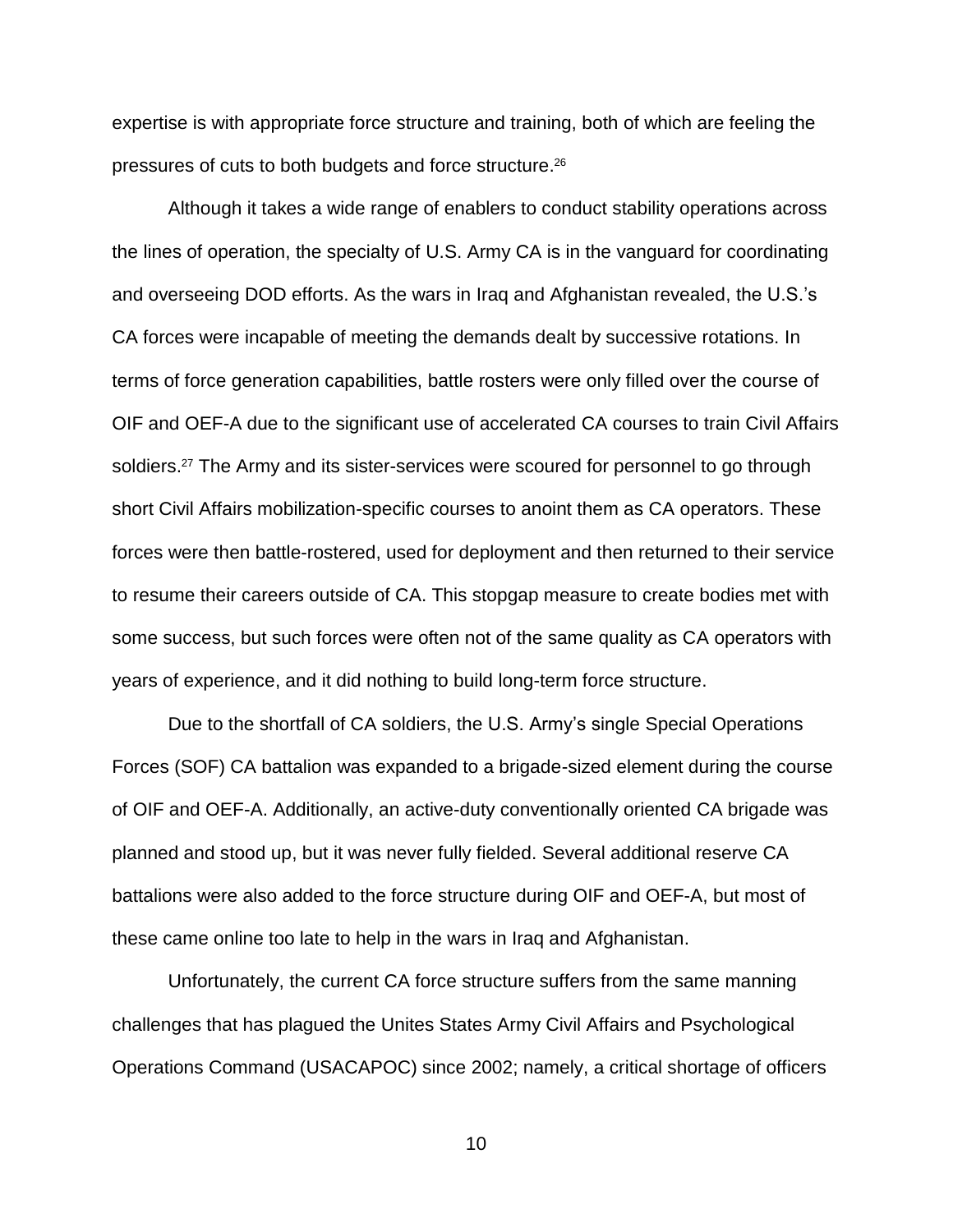expertise is with appropriate force structure and training, both of which are feeling the pressures of cuts to both budgets and force structure.[26]

Although it takes a wide range of enablers to conduct stability operations across the lines of operation, the specialty of U.S. Army CA is in the vanguard for coordinating and overseeing DOD efforts. As the wars in Iraq and Afghanistan revealed, the U.S.'s CA forces were incapable of meeting the demands dealt by successive rotations. In terms of force generation capabilities, battle rosters were only filled over the course of OIF and OEF-A due to the significant use of accelerated CA courses to train Civil Affairs soldiers.[27] The Army and its sister-services were scoured for personnel to go through short Civil Affairs mobilization-specific courses to anoint them as CA operators. These forces were then battle-rostered, used for deployment and then returned to their service to resume their careers outside of CA. This stopgap measure to create bodies met with some success, but such forces were often not of the same quality as CA operators with years of experience, and it did nothing to build long-term force structure.

Due to the shortfall of CA soldiers, the U.S. Army's single Special Operations Forces (SOF) CA battalion was expanded to a brigade-sized element during the course of OIF and OEF-A. Additionally, an active-duty conventionally oriented CA brigade was planned and stood up, but it was never fully fielded. Several additional reserve CA battalions were also added to the force structure during OIF and OEF-A, but most of these came online too late to help in the wars in Iraq and Afghanistan.

Unfortunately, the current CA force structure suffers from the same manning challenges that has plagued the Unites States Army Civil Affairs and Psychological Operations Command (USACAPOC) since 2002; namely, a critical shortage of officers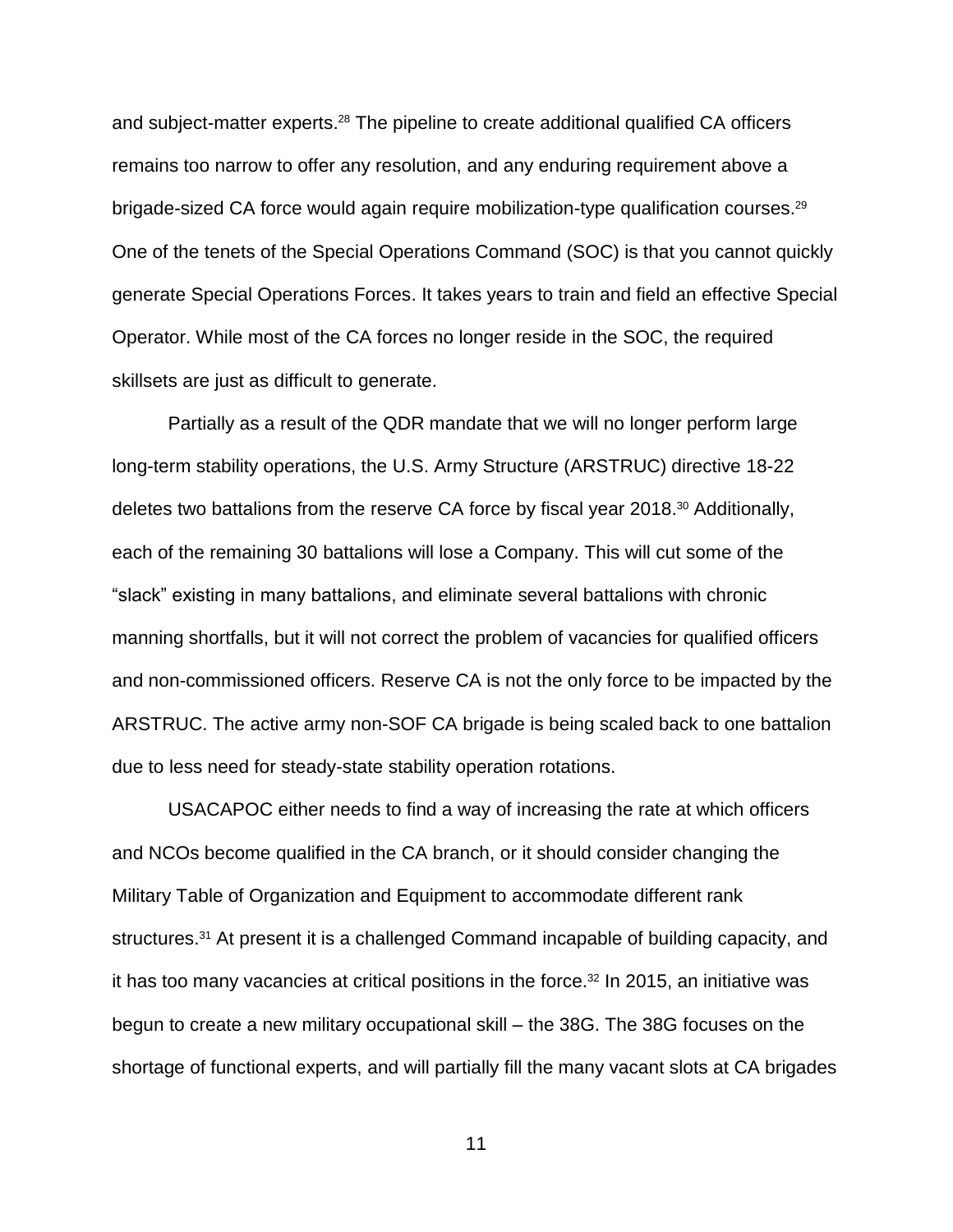and subject-matter experts.[28] The pipeline to create additional qualified CA officers remains too narrow to offer any resolution, and any enduring requirement above a brigade-sized CA force would again require mobilization-type qualification courses.[29] One of the tenets of the Special Operations Command (SOC) is that you cannot quickly generate Special Operations Forces. It takes years to train and field an effective Special Operator. While most of the CA forces no longer reside in the SOC, the required skillsets are just as difficult to generate.

Partially as a result of the QDR mandate that we will no longer perform large long-term stability operations, the U.S. Army Structure (ARSTRUC) directive 18-22 deletes two battalions from the reserve CA force by fiscal year 2018.[30] Additionally, each of the remaining 30 battalions will lose a Company. This will cut some of the “slack” existing in many battalions, and eliminate several battalions with chronic manning shortfalls, but it will not correct the problem of vacancies for qualified officers and non-commissioned officers. Reserve CA is not the only force to be impacted by the ARSTRUC. The active army non-SOF CA brigade is being scaled back to one battalion due to less need for steady-state stability operation rotations.

USACAPOC either needs to find a way of increasing the rate at which officers and NCOs become qualified in the CA branch, or it should consider changing the Military Table of Organization and Equipment to accommodate different rank structures.[31] At present it is a challenged Command incapable of building capacity, and it has too many vacancies at critical positions in the force.[32] In 2015, an initiative was begun to create a new military occupational skill – the 38G. The 38G focuses on the shortage of functional experts, and will partially fill the many vacant slots at CA brigades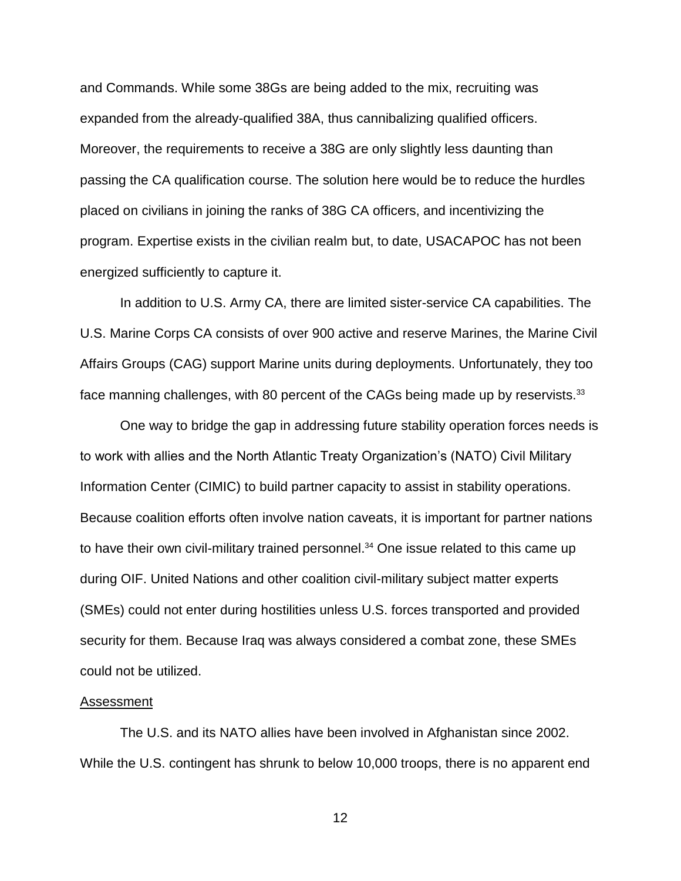and Commands. While some 38Gs are being added to the mix, recruiting was expanded from the already-qualified 38A, thus cannibalizing qualified officers. Moreover, the requirements to receive a 38G are only slightly less daunting than passing the CA qualification course. The solution here would be to reduce the hurdles placed on civilians in joining the ranks of 38G CA officers, and incentivizing the program. Expertise exists in the civilian realm but, to date, USACAPOC has not been energized sufficiently to capture it.

In addition to U.S. Army CA, there are limited sister-service CA capabilities. The U.S. Marine Corps CA consists of over 900 active and reserve Marines, the Marine Civil Affairs Groups (CAG) support Marine units during deployments. Unfortunately, they too face manning challenges, with 80 percent of the CAGs being made up by reservists.[33]

One way to bridge the gap in addressing future stability operation forces needs is to work with allies and the North Atlantic Treaty Organization's (NATO) Civil Military Information Center (CIMIC) to build partner capacity to assist in stability operations. Because coalition efforts often involve nation caveats, it is important for partner nations to have their own civil-military trained personnel.[34] One issue related to this came up during OIF. United Nations and other coalition civil-military subject matter experts (SMEs) could not enter during hostilities unless U.S. forces transported and provided security for them. Because Iraq was always considered a combat zone, these SMEs could not be utilized.

<u>Assessment</u>

The U.S. and its NATO allies have been involved in Afghanistan since 2002. While the U.S. contingent has shrunk to below 10,000 troops, there is no apparent end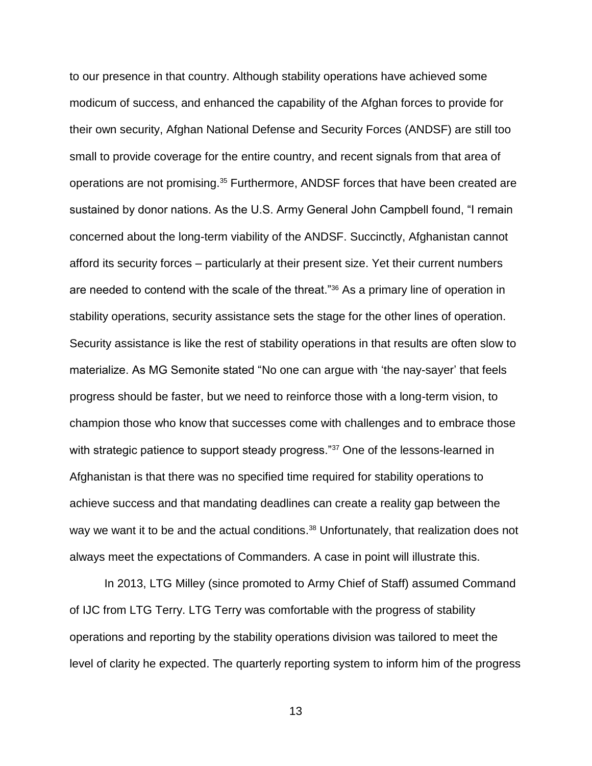to our presence in that country. Although stability operations have achieved some modicum of success, and enhanced the capability of the Afghan forces to provide for their own security, Afghan National Defense and Security Forces (ANDSF) are still too small to provide coverage for the entire country, and recent signals from that area of operations are not promising.[35] Furthermore, ANDSF forces that have been created are sustained by donor nations. As the U.S. Army General John Campbell found, "I remain concerned about the long-term viability of the ANDSF. Succinctly, Afghanistan cannot afford its security forces – particularly at their present size. Yet their current numbers are needed to contend with the scale of the threat."[36] As a primary line of operation in stability operations, security assistance sets the stage for the other lines of operation. Security assistance is like the rest of stability operations in that results are often slow to materialize. As MG Semonite stated "No one can argue with 'the nay-sayer' that feels progress should be faster, but we need to reinforce those with a long-term vision, to champion those who know that successes come with challenges and to embrace those with strategic patience to support steady progress."[37] One of the lessons-learned in Afghanistan is that there was no specified time required for stability operations to achieve success and that mandating deadlines can create a reality gap between the way we want it to be and the actual conditions.[38] Unfortunately, that realization does not always meet the expectations of Commanders. A case in point will illustrate this.

In 2013, LTG Milley (since promoted to Army Chief of Staff) assumed Command of IJC from LTG Terry. LTG Terry was comfortable with the progress of stability operations and reporting by the stability operations division was tailored to meet the level of clarity he expected. The quarterly reporting system to inform him of the progress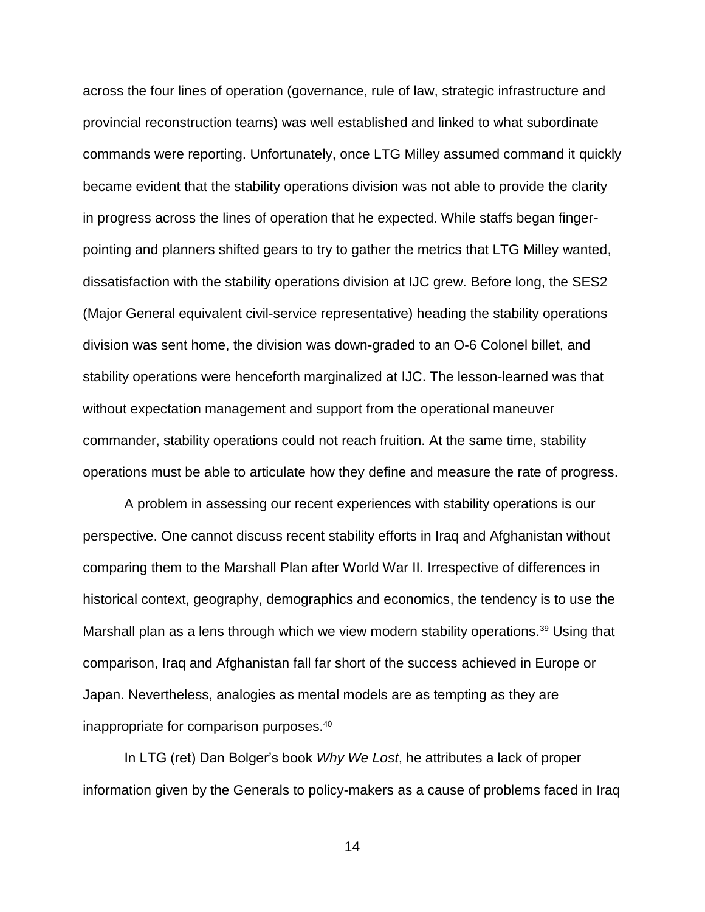across the four lines of operation (governance, rule of law, strategic infrastructure and provincial reconstruction teams) was well established and linked to what subordinate commands were reporting. Unfortunately, once LTG Milley assumed command it quickly became evident that the stability operations division was not able to provide the clarity in progress across the lines of operation that he expected. While staffs began finger-pointing and planners shifted gears to try to gather the metrics that LTG Milley wanted, dissatisfaction with the stability operations division at IJC grew. Before long, the SES2 (Major General equivalent civil-service representative) heading the stability operations division was sent home, the division was down-graded to an O-6 Colonel billet, and stability operations were henceforth marginalized at IJC. The lesson-learned was that without expectation management and support from the operational maneuver commander, stability operations could not reach fruition. At the same time, stability operations must be able to articulate how they define and measure the rate of progress.

A problem in assessing our recent experiences with stability operations is our perspective. One cannot discuss recent stability efforts in Iraq and Afghanistan without comparing them to the Marshall Plan after World War II. Irrespective of differences in historical context, geography, demographics and economics, the tendency is to use the Marshall plan as a lens through which we view modern stability operations.[39] Using that comparison, Iraq and Afghanistan fall far short of the success achieved in Europe or Japan. Nevertheless, analogies as mental models are as tempting as they are inappropriate for comparison purposes.[40]

In LTG (ret) Dan Bolger's book *Why We Lost*, he attributes a lack of proper information given by the Generals to policy-makers as a cause of problems faced in Iraq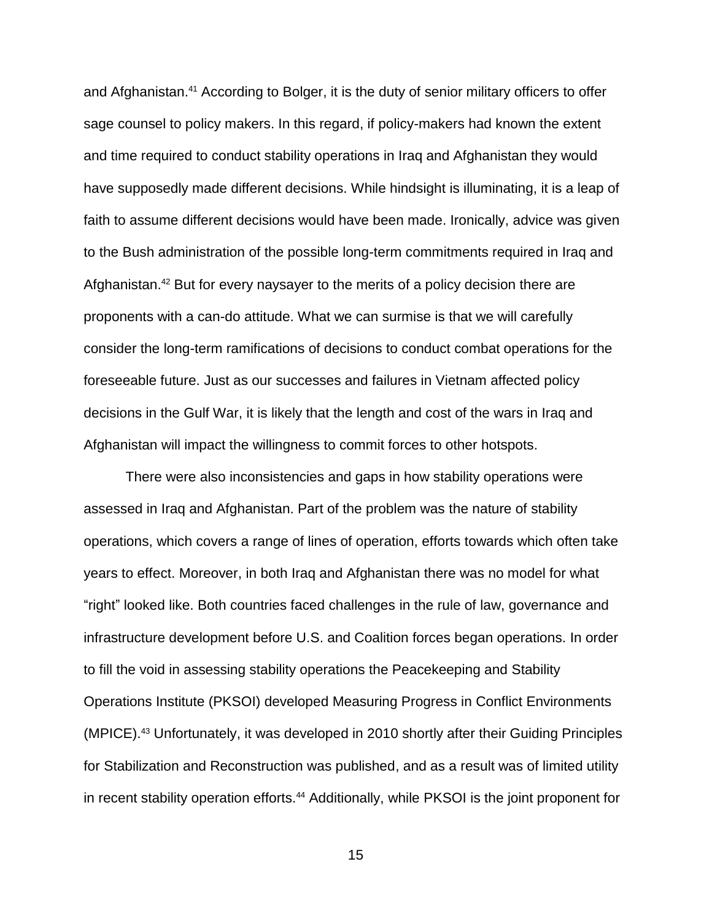and Afghanistan.[41] According to Bolger, it is the duty of senior military officers to offer sage counsel to policy makers. In this regard, if policy-makers had known the extent and time required to conduct stability operations in Iraq and Afghanistan they would have supposedly made different decisions. While hindsight is illuminating, it is a leap of faith to assume different decisions would have been made. Ironically, advice was given to the Bush administration of the possible long-term commitments required in Iraq and Afghanistan.[42] But for every naysayer to the merits of a policy decision there are proponents with a can-do attitude. What we can surmise is that we will carefully consider the long-term ramifications of decisions to conduct combat operations for the foreseeable future. Just as our successes and failures in Vietnam affected policy decisions in the Gulf War, it is likely that the length and cost of the wars in Iraq and Afghanistan will impact the willingness to commit forces to other hotspots.

There were also inconsistencies and gaps in how stability operations were assessed in Iraq and Afghanistan. Part of the problem was the nature of stability operations, which covers a range of lines of operation, efforts towards which often take years to effect. Moreover, in both Iraq and Afghanistan there was no model for what "right" looked like. Both countries faced challenges in the rule of law, governance and infrastructure development before U.S. and Coalition forces began operations. In order to fill the void in assessing stability operations the Peacekeeping and Stability Operations Institute (PKSOI) developed Measuring Progress in Conflict Environments (MPICE).[43] Unfortunately, it was developed in 2010 shortly after their Guiding Principles for Stabilization and Reconstruction was published, and as a result was of limited utility in recent stability operation efforts.[44] Additionally, while PKSOI is the joint proponent for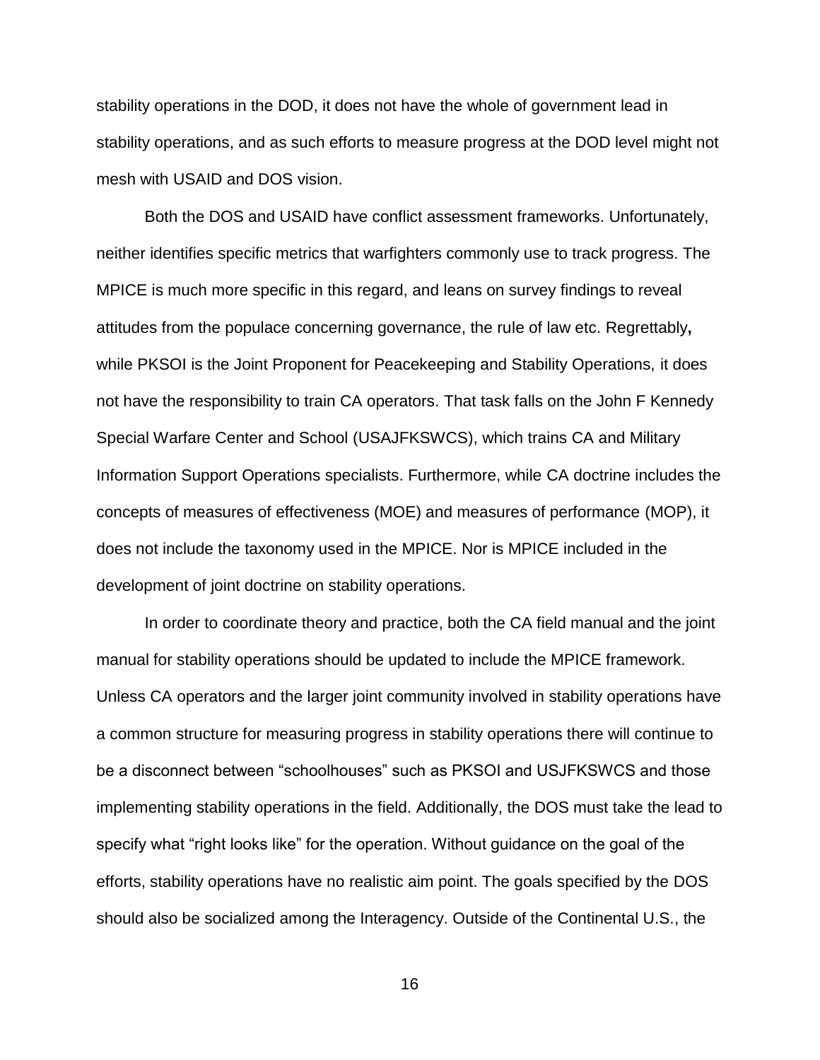stability operations in the DOD, it does not have the whole of government lead in stability operations, and as such efforts to measure progress at the DOD level might not mesh with USAID and DOS vision.

Both the DOS and USAID have conflict assessment frameworks. Unfortunately, neither identifies specific metrics that warfighters commonly use to track progress. The MPICE is much more specific in this regard, and leans on survey findings to reveal attitudes from the populace concerning governance, the rule of law etc. Regrettably**,** while PKSOI is the Joint Proponent for Peacekeeping and Stability Operations, it does not have the responsibility to train CA operators. That task falls on the John F Kennedy Special Warfare Center and School (USAJFKSWCS), which trains CA and Military Information Support Operations specialists. Furthermore, while CA doctrine includes the concepts of measures of effectiveness (MOE) and measures of performance (MOP), it does not include the taxonomy used in the MPICE. Nor is MPICE included in the development of joint doctrine on stability operations.

In order to coordinate theory and practice, both the CA field manual and the joint manual for stability operations should be updated to include the MPICE framework. Unless CA operators and the larger joint community involved in stability operations have a common structure for measuring progress in stability operations there will continue to be a disconnect between "schoolhouses" such as PKSOI and USJFKSWCS and those implementing stability operations in the field. Additionally, the DOS must take the lead to specify what "right looks like" for the operation. Without guidance on the goal of the efforts, stability operations have no realistic aim point. The goals specified by the DOS should also be socialized among the Interagency. Outside of the Continental U.S., the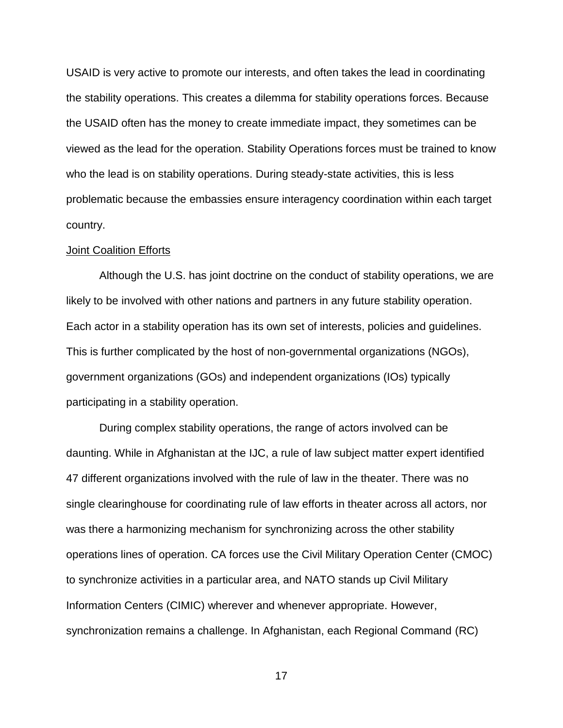USAID is very active to promote our interests, and often takes the lead in coordinating the stability operations. This creates a dilemma for stability operations forces. Because the USAID often has the money to create immediate impact, they sometimes can be viewed as the lead for the operation. Stability Operations forces must be trained to know who the lead is on stability operations. During steady-state activities, this is less problematic because the embassies ensure interagency coordination within each target country.

<u>Joint Coalition Efforts</u>

Although the U.S. has joint doctrine on the conduct of stability operations, we are likely to be involved with other nations and partners in any future stability operation. Each actor in a stability operation has its own set of interests, policies and guidelines. This is further complicated by the host of non-governmental organizations (NGOs), government organizations (GOs) and independent organizations (IOs) typically participating in a stability operation.

During complex stability operations, the range of actors involved can be daunting. While in Afghanistan at the IJC, a rule of law subject matter expert identified 47 different organizations involved with the rule of law in the theater. There was no single clearinghouse for coordinating rule of law efforts in theater across all actors, nor was there a harmonizing mechanism for synchronizing across the other stability operations lines of operation. CA forces use the Civil Military Operation Center (CMOC) to synchronize activities in a particular area, and NATO stands up Civil Military Information Centers (CIMIC) wherever and whenever appropriate. However, synchronization remains a challenge. In Afghanistan, each Regional Command (RC)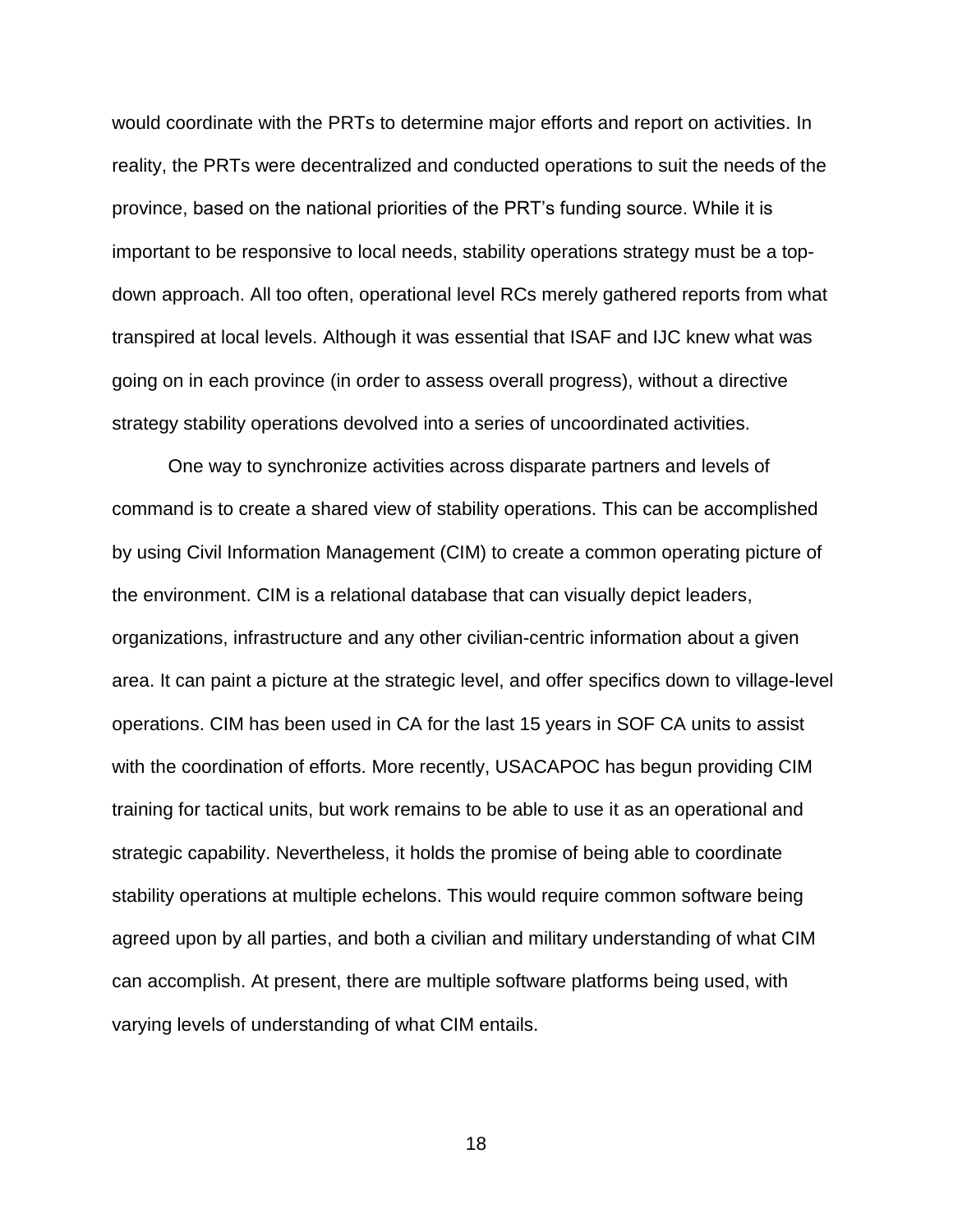would coordinate with the PRTs to determine major efforts and report on activities. In reality, the PRTs were decentralized and conducted operations to suit the needs of the province, based on the national priorities of the PRT's funding source. While it is important to be responsive to local needs, stability operations strategy must be a top-down approach. All too often, operational level RCs merely gathered reports from what transpired at local levels. Although it was essential that ISAF and IJC knew what was going on in each province (in order to assess overall progress), without a directive strategy stability operations devolved into a series of uncoordinated activities.

One way to synchronize activities across disparate partners and levels of command is to create a shared view of stability operations. This can be accomplished by using Civil Information Management (CIM) to create a common operating picture of the environment. CIM is a relational database that can visually depict leaders, organizations, infrastructure and any other civilian-centric information about a given area. It can paint a picture at the strategic level, and offer specifics down to village-level operations. CIM has been used in CA for the last 15 years in SOF CA units to assist with the coordination of efforts. More recently, USACAPOC has begun providing CIM training for tactical units, but work remains to be able to use it as an operational and strategic capability. Nevertheless, it holds the promise of being able to coordinate stability operations at multiple echelons. This would require common software being agreed upon by all parties, and both a civilian and military understanding of what CIM can accomplish. At present, there are multiple software platforms being used, with varying levels of understanding of what CIM entails.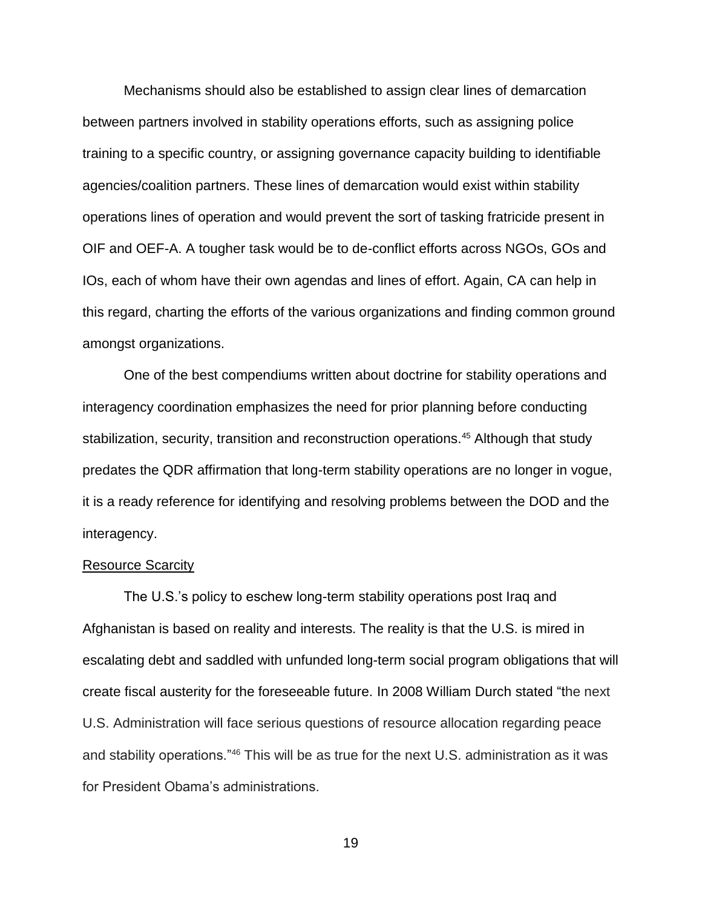Mechanisms should also be established to assign clear lines of demarcation between partners involved in stability operations efforts, such as assigning police training to a specific country, or assigning governance capacity building to identifiable agencies/coalition partners. These lines of demarcation would exist within stability operations lines of operation and would prevent the sort of tasking fratricide present in OIF and OEF-A. A tougher task would be to de-conflict efforts across NGOs, GOs and IOs, each of whom have their own agendas and lines of effort. Again, CA can help in this regard, charting the efforts of the various organizations and finding common ground amongst organizations.

One of the best compendiums written about doctrine for stability operations and interagency coordination emphasizes the need for prior planning before conducting stabilization, security, transition and reconstruction operations.[45] Although that study predates the QDR affirmation that long-term stability operations are no longer in vogue, it is a ready reference for identifying and resolving problems between the DOD and the interagency.

<u>Resource Scarcity</u>

The U.S.'s policy to eschew long-term stability operations post Iraq and Afghanistan is based on reality and interests. The reality is that the U.S. is mired in escalating debt and saddled with unfunded long-term social program obligations that will create fiscal austerity for the foreseeable future. In 2008 William Durch stated "the next U.S. Administration will face serious questions of resource allocation regarding peace and stability operations."[46] This will be as true for the next U.S. administration as it was for President Obama's administrations.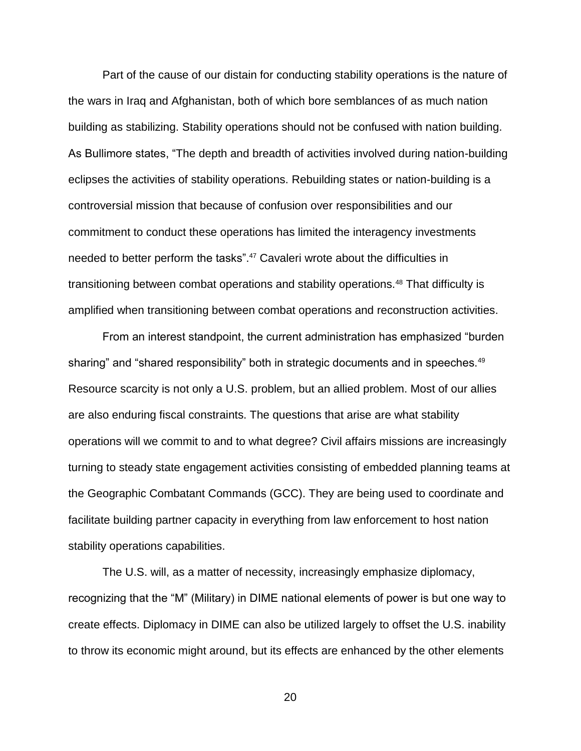Part of the cause of our distain for conducting stability operations is the nature of the wars in Iraq and Afghanistan, both of which bore semblances of as much nation building as stabilizing. Stability operations should not be confused with nation building. As Bullimore states, "The depth and breadth of activities involved during nation-building eclipses the activities of stability operations. Rebuilding states or nation-building is a controversial mission that because of confusion over responsibilities and our commitment to conduct these operations has limited the interagency investments needed to better perform the tasks".[47] Cavaleri wrote about the difficulties in transitioning between combat operations and stability operations.[48] That difficulty is amplified when transitioning between combat operations and reconstruction activities.

From an interest standpoint, the current administration has emphasized "burden sharing" and "shared responsibility" both in strategic documents and in speeches.[49] Resource scarcity is not only a U.S. problem, but an allied problem. Most of our allies are also enduring fiscal constraints. The questions that arise are what stability operations will we commit to and to what degree? Civil affairs missions are increasingly turning to steady state engagement activities consisting of embedded planning teams at the Geographic Combatant Commands (GCC). They are being used to coordinate and facilitate building partner capacity in everything from law enforcement to host nation stability operations capabilities.

The U.S. will, as a matter of necessity, increasingly emphasize diplomacy, recognizing that the "M" (Military) in DIME national elements of power is but one way to create effects. Diplomacy in DIME can also be utilized largely to offset the U.S. inability to throw its economic might around, but its effects are enhanced by the other elements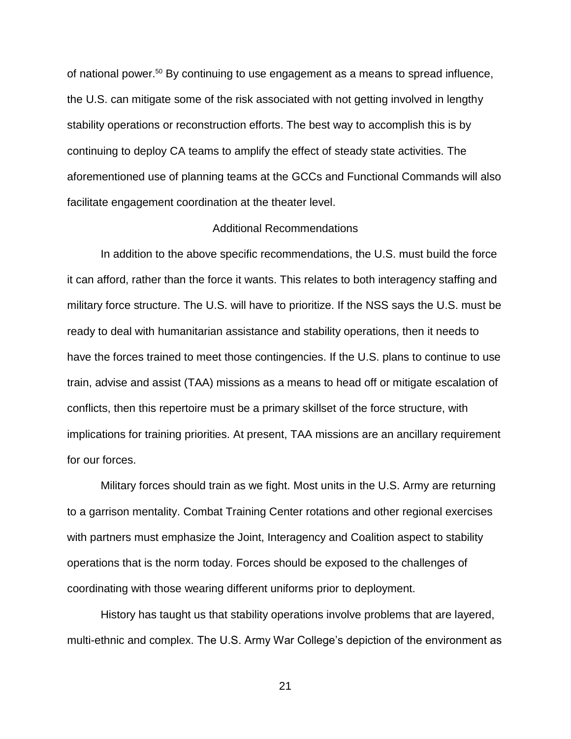of national power.[50] By continuing to use engagement as a means to spread influence, the U.S. can mitigate some of the risk associated with not getting involved in lengthy stability operations or reconstruction efforts. The best way to accomplish this is by continuing to deploy CA teams to amplify the effect of steady state activities. The aforementioned use of planning teams at the GCCs and Functional Commands will also facilitate engagement coordination at the theater level.

## Additional Recommendations

In addition to the above specific recommendations, the U.S. must build the force it can afford, rather than the force it wants. This relates to both interagency staffing and military force structure. The U.S. will have to prioritize. If the NSS says the U.S. must be ready to deal with humanitarian assistance and stability operations, then it needs to have the forces trained to meet those contingencies. If the U.S. plans to continue to use train, advise and assist (TAA) missions as a means to head off or mitigate escalation of conflicts, then this repertoire must be a primary skillset of the force structure, with implications for training priorities. At present, TAA missions are an ancillary requirement for our forces.

Military forces should train as we fight. Most units in the U.S. Army are returning to a garrison mentality. Combat Training Center rotations and other regional exercises with partners must emphasize the Joint, Interagency and Coalition aspect to stability operations that is the norm today. Forces should be exposed to the challenges of coordinating with those wearing different uniforms prior to deployment.

History has taught us that stability operations involve problems that are layered, multi-ethnic and complex. The U.S. Army War College's depiction of the environment as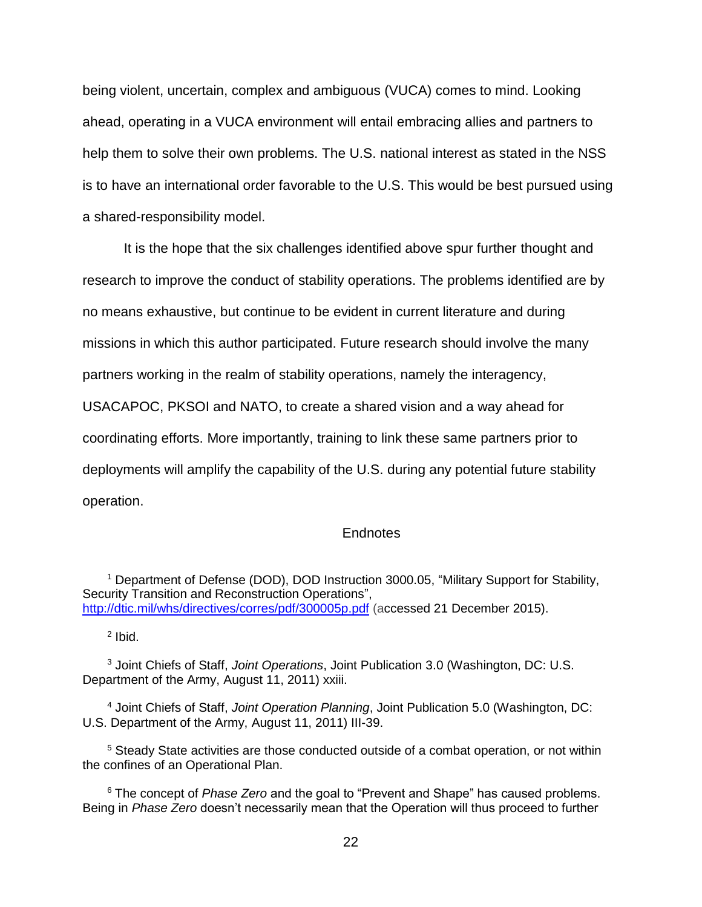being violent, uncertain, complex and ambiguous (VUCA) comes to mind. Looking ahead, operating in a VUCA environment will entail embracing allies and partners to help them to solve their own problems. The U.S. national interest as stated in the NSS is to have an international order favorable to the U.S. This would be best pursued using a shared-responsibility model.

It is the hope that the six challenges identified above spur further thought and research to improve the conduct of stability operations. The problems identified are by no means exhaustive, but continue to be evident in current literature and during missions in which this author participated. Future research should involve the many partners working in the realm of stability operations, namely the interagency, USACAPOC, PKSOI and NATO, to create a shared vision and a way ahead for coordinating efforts. More importantly, training to link these same partners prior to deployments will amplify the capability of the U.S. during any potential future stability operation.

## Endnotes

[1] Department of Defense (DOD), DOD Instruction 3000.05, "Military Support for Stability, Security Transition and Reconstruction Operations", http://dtic.mil/whs/directives/corres/pdf/300005p.pdf (accessed 21 December 2015).

[2] Ibid.

[3] Joint Chiefs of Staff, *Joint Operations*, Joint Publication 3.0 (Washington, DC: U.S. Department of the Army, August 11, 2011) xxiii.

[4] Joint Chiefs of Staff, *Joint Operation Planning*, Joint Publication 5.0 (Washington, DC: U.S. Department of the Army, August 11, 2011) III-39.

[5] Steady State activities are those conducted outside of a combat operation, or not within the confines of an Operational Plan.

[6] The concept of *Phase Zero* and the goal to "Prevent and Shape" has caused problems. Being in *Phase Zero* doesn't necessarily mean that the Operation will thus proceed to further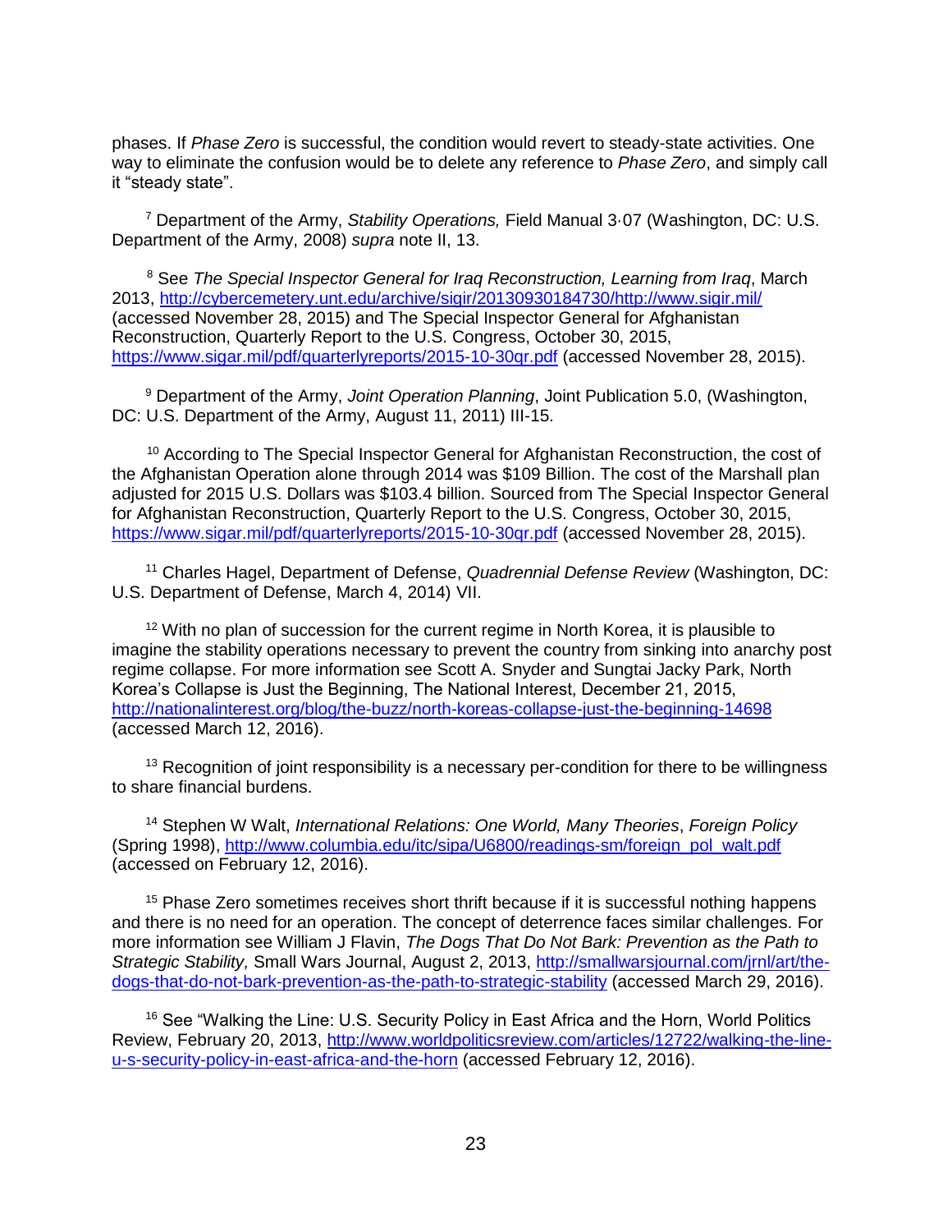phases. If *Phase Zero* is successful, the condition would revert to steady-state activities. One way to eliminate the confusion would be to delete any reference to *Phase Zero*, and simply call it "steady state".

[7] Department of the Army, *Stability Operations,* Field Manual 3-07 (Washington, DC: U.S. Department of the Army, 2008) *supra* note II, 13.

[8] See *The Special Inspector General for Iraq Reconstruction, Learning from Iraq*, March 2013, http://cybercemetery.unt.edu/archive/sigir/20130930184730/http://www.sigir.mil/ (accessed November 28, 2015) and The Special Inspector General for Afghanistan Reconstruction, Quarterly Report to the U.S. Congress, October 30, 2015, https://www.sigar.mil/pdf/quarterlyreports/2015-10-30qr.pdf (accessed November 28, 2015).

[9] Department of the Army, *Joint Operation Planning*, Joint Publication 5.0, (Washington, DC: U.S. Department of the Army, August 11, 2011) III-15.

[10] According to The Special Inspector General for Afghanistan Reconstruction, the cost of the Afghanistan Operation alone through 2014 was $109 Billion. The cost of the Marshall plan adjusted for 2015 U.S. Dollars was $103.4 billion. Sourced from The Special Inspector General for Afghanistan Reconstruction, Quarterly Report to the U.S. Congress, October 30, 2015, https://www.sigar.mil/pdf/quarterlyreports/2015-10-30qr.pdf (accessed November 28, 2015).

[11] Charles Hagel, Department of Defense, *Quadrennial Defense Review* (Washington, DC: U.S. Department of Defense, March 4, 2014) VII.

[12] With no plan of succession for the current regime in North Korea, it is plausible to imagine the stability operations necessary to prevent the country from sinking into anarchy post regime collapse. For more information see Scott A. Snyder and Sungtai Jacky Park, North Korea's Collapse is Just the Beginning, The National Interest, December 21, 2015, http://nationalinterest.org/blog/the-buzz/north-koreas-collapse-just-the-beginning-14698 (accessed March 12, 2016).

[13] Recognition of joint responsibility is a necessary per-condition for there to be willingness to share financial burdens.

[14] Stephen W Walt, *International Relations: One World, Many Theories*, *Foreign Policy* (Spring 1998), http://www.columbia.edu/itc/sipa/U6800/readings-sm/foreign_pol_walt.pdf (accessed on February 12, 2016).

[15] Phase Zero sometimes receives short thrift because if it is successful nothing happens and there is no need for an operation. The concept of deterrence faces similar challenges. For more information see William J Flavin, *The Dogs That Do Not Bark: Prevention as the Path to Strategic Stability,* Small Wars Journal, August 2, 2013, http://smallwarsjournal.com/jrnl/art/the-dogs-that-do-not-bark-prevention-as-the-path-to-strategic-stability (accessed March 29, 2016).

[16] See "Walking the Line: U.S. Security Policy in East Africa and the Horn, World Politics Review, February 20, 2013, http://www.worldpoliticsreview.com/articles/12722/walking-the-line-u-s-security-policy-in-east-africa-and-the-horn (accessed February 12, 2016).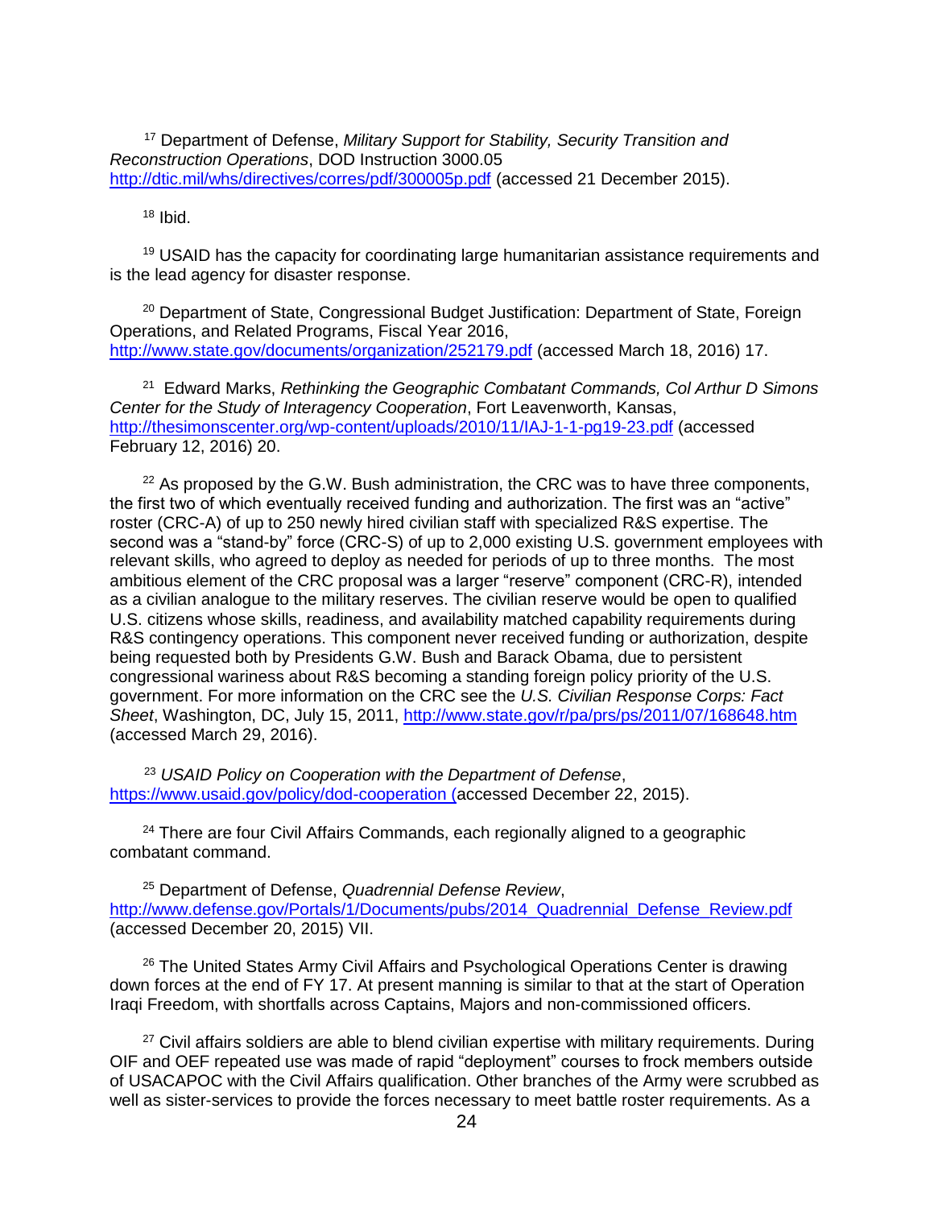[17] Department of Defense, *Military Support for Stability, Security Transition and Reconstruction Operations*, DOD Instruction 3000.05 http://dtic.mil/whs/directives/corres/pdf/300005p.pdf (accessed 21 December 2015).

[18] Ibid.

[19] USAID has the capacity for coordinating large humanitarian assistance requirements and is the lead agency for disaster response.

[20] Department of State, Congressional Budget Justification: Department of State, Foreign Operations, and Related Programs, Fiscal Year 2016, http://www.state.gov/documents/organization/252179.pdf (accessed March 18, 2016) 17.

[21] Edward Marks, *Rethinking the Geographic Combatant Commands, Col Arthur D Simons Center for the Study of Interagency Cooperation*, Fort Leavenworth, Kansas, http://thesimonscenter.org/wp-content/uploads/2010/11/IAJ-1-1-pg19-23.pdf (accessed February 12, 2016) 20.

[22] As proposed by the G.W. Bush administration, the CRC was to have three components, the first two of which eventually received funding and authorization. The first was an "active" roster (CRC-A) of up to 250 newly hired civilian staff with specialized R&S expertise. The second was a "stand-by" force (CRC-S) of up to 2,000 existing U.S. government employees with relevant skills, who agreed to deploy as needed for periods of up to three months. The most ambitious element of the CRC proposal was a larger "reserve" component (CRC-R), intended as a civilian analogue to the military reserves. The civilian reserve would be open to qualified U.S. citizens whose skills, readiness, and availability matched capability requirements during R&S contingency operations. This component never received funding or authorization, despite being requested both by Presidents G.W. Bush and Barack Obama, due to persistent congressional wariness about R&S becoming a standing foreign policy priority of the U.S. government. For more information on the CRC see the *U.S. Civilian Response Corps: Fact Sheet*, Washington, DC, July 15, 2011, http://www.state.gov/r/pa/prs/ps/2011/07/168648.htm (accessed March 29, 2016).

[23] *USAID Policy on Cooperation with the Department of Defense*, https://www.usaid.gov/policy/dod-cooperation (accessed December 22, 2015).

[24] There are four Civil Affairs Commands, each regionally aligned to a geographic combatant command.

[25] Department of Defense, *Quadrennial Defense Review*, http://www.defense.gov/Portals/1/Documents/pubs/2014_Quadrennial_Defense_Review.pdf (accessed December 20, 2015) VII.

[26] The United States Army Civil Affairs and Psychological Operations Center is drawing down forces at the end of FY 17. At present manning is similar to that at the start of Operation Iraqi Freedom, with shortfalls across Captains, Majors and non-commissioned officers.

[27] Civil affairs soldiers are able to blend civilian expertise with military requirements. During OIF and OEF repeated use was made of rapid "deployment" courses to frock members outside of USACAPOC with the Civil Affairs qualification. Other branches of the Army were scrubbed as well as sister-services to provide the forces necessary to meet battle roster requirements. As a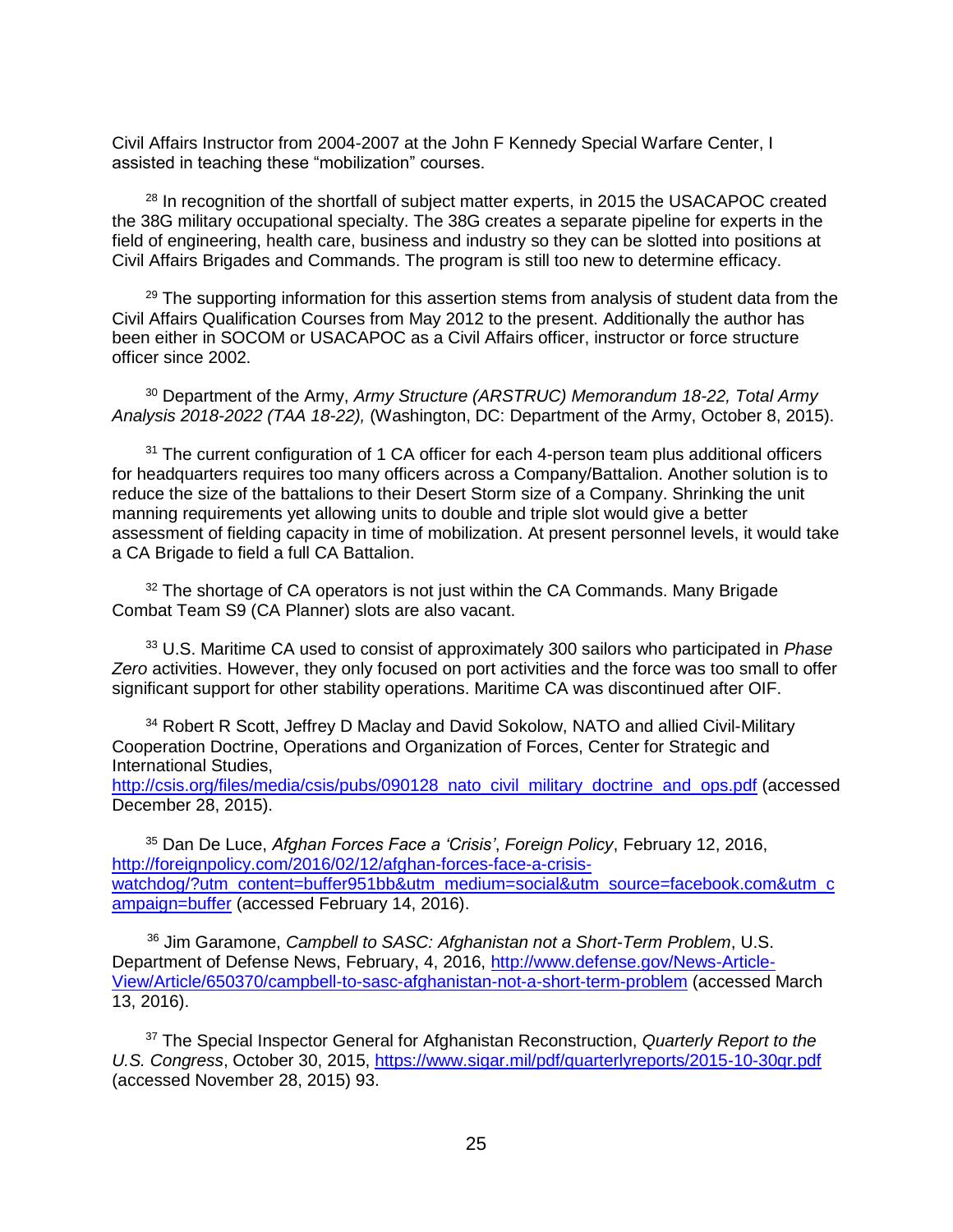Civil Affairs Instructor from 2004-2007 at the John F Kennedy Special Warfare Center, I assisted in teaching these "mobilization" courses.

[28] In recognition of the shortfall of subject matter experts, in 2015 the USACAPOC created the 38G military occupational specialty. The 38G creates a separate pipeline for experts in the field of engineering, health care, business and industry so they can be slotted into positions at Civil Affairs Brigades and Commands. The program is still too new to determine efficacy.

[29] The supporting information for this assertion stems from analysis of student data from the Civil Affairs Qualification Courses from May 2012 to the present. Additionally the author has been either in SOCOM or USACAPOC as a Civil Affairs officer, instructor or force structure officer since 2002.

[30] Department of the Army, *Army Structure (ARSTRUC) Memorandum 18-22, Total Army Analysis 2018-2022 (TAA 18-22),* (Washington, DC: Department of the Army, October 8, 2015).

[31] The current configuration of 1 CA officer for each 4-person team plus additional officers for headquarters requires too many officers across a Company/Battalion. Another solution is to reduce the size of the battalions to their Desert Storm size of a Company. Shrinking the unit manning requirements yet allowing units to double and triple slot would give a better assessment of fielding capacity in time of mobilization. At present personnel levels, it would take a CA Brigade to field a full CA Battalion.

[32] The shortage of CA operators is not just within the CA Commands. Many Brigade Combat Team S9 (CA Planner) slots are also vacant.

[33] U.S. Maritime CA used to consist of approximately 300 sailors who participated in *Phase Zero* activities. However, they only focused on port activities and the force was too small to offer significant support for other stability operations. Maritime CA was discontinued after OIF.

[34] Robert R Scott, Jeffrey D Maclay and David Sokolow, NATO and allied Civil-Military Cooperation Doctrine, Operations and Organization of Forces, Center for Strategic and International Studies, http://csis.org/files/media/csis/pubs/090128_nato_civil_military_doctrine_and_ops.pdf (accessed December 28, 2015).

[35] Dan De Luce, *Afghan Forces Face a 'Crisis'*, *Foreign Policy*, February 12, 2016, http://foreignpolicy.com/2016/02/12/afghan-forces-face-a-crisis-watchdog/?utm_content=buffer951bb&utm_medium=social&utm_source=facebook.com&utm_campaign=buffer (accessed February 14, 2016).

[36] Jim Garamone, *Campbell to SASC: Afghanistan not a Short-Term Problem*, U.S. Department of Defense News, February, 4, 2016, http://www.defense.gov/News-Article-View/Article/650370/campbell-to-sasc-afghanistan-not-a-short-term-problem (accessed March 13, 2016).

[37] The Special Inspector General for Afghanistan Reconstruction, *Quarterly Report to the U.S. Congress*, October 30, 2015, https://www.sigar.mil/pdf/quarterlyreports/2015-10-30qr.pdf (accessed November 28, 2015) 93.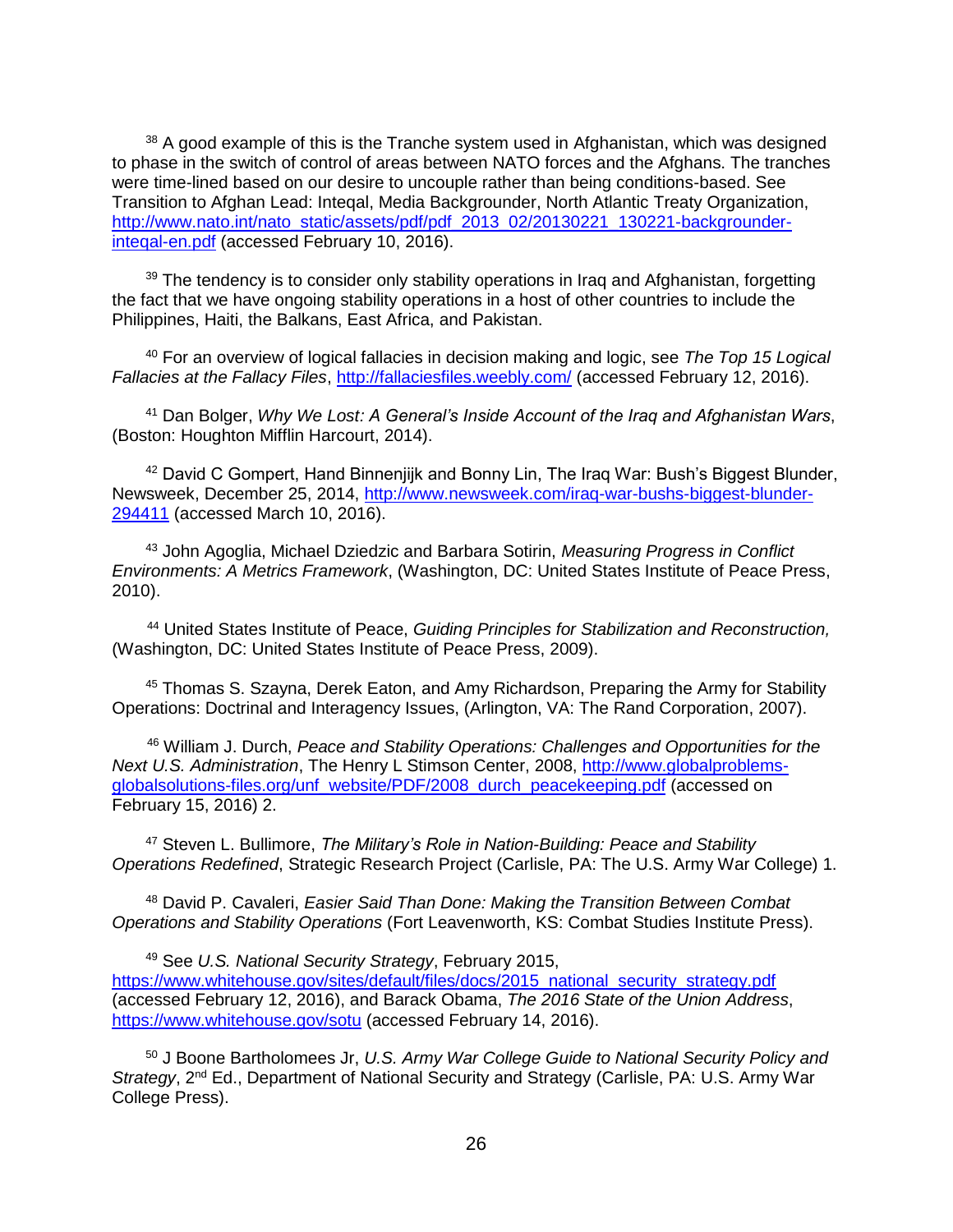[38] A good example of this is the Tranche system used in Afghanistan, which was designed to phase in the switch of control of areas between NATO forces and the Afghans. The tranches were time-lined based on our desire to uncouple rather than being conditions-based. See Transition to Afghan Lead: Inteqal, Media Backgrounder, North Atlantic Treaty Organization, http://www.nato.int/nato_static/assets/pdf/pdf_2013_02/20130221_130221-backgrounder-inteqal-en.pdf (accessed February 10, 2016).

[39] The tendency is to consider only stability operations in Iraq and Afghanistan, forgetting the fact that we have ongoing stability operations in a host of other countries to include the Philippines, Haiti, the Balkans, East Africa, and Pakistan.

[40] For an overview of logical fallacies in decision making and logic, see *The Top 15 Logical Fallacies at the Fallacy Files*, http://fallaciesfiles.weebly.com/ (accessed February 12, 2016).

[41] Dan Bolger, *Why We Lost: A General's Inside Account of the Iraq and Afghanistan Wars*, (Boston: Houghton Mifflin Harcourt, 2014).

[42] David C Gompert, Hand Binnenjijk and Bonny Lin, The Iraq War: Bush's Biggest Blunder, Newsweek, December 25, 2014, http://www.newsweek.com/iraq-war-bushs-biggest-blunder-294411 (accessed March 10, 2016).

[43] John Agoglia, Michael Dziedzic and Barbara Sotirin, *Measuring Progress in Conflict Environments: A Metrics Framework*, (Washington, DC: United States Institute of Peace Press, 2010).

[44] United States Institute of Peace, *Guiding Principles for Stabilization and Reconstruction,* (Washington, DC: United States Institute of Peace Press, 2009).

[45] Thomas S. Szayna, Derek Eaton, and Amy Richardson, Preparing the Army for Stability Operations: Doctrinal and Interagency Issues, (Arlington, VA: The Rand Corporation, 2007).

[46] William J. Durch, *Peace and Stability Operations: Challenges and Opportunities for the Next U.S. Administration*, The Henry L Stimson Center, 2008, http://www.globalproblems-globalsolutions-files.org/unf_website/PDF/2008_durch_peacekeeping.pdf (accessed on February 15, 2016) 2.

[47] Steven L. Bullimore, *The Military's Role in Nation-Building: Peace and Stability Operations Redefined*, Strategic Research Project (Carlisle, PA: The U.S. Army War College) 1.

[48] David P. Cavaleri, *Easier Said Than Done: Making the Transition Between Combat Operations and Stability Operations* (Fort Leavenworth, KS: Combat Studies Institute Press).

[49] See *U.S. National Security Strategy*, February 2015, https://www.whitehouse.gov/sites/default/files/docs/2015_national_security_strategy.pdf (accessed February 12, 2016), and Barack Obama, *The 2016 State of the Union Address*, https://www.whitehouse.gov/sotu (accessed February 14, 2016).

[50] J Boone Bartholomees Jr, *U.S. Army War College Guide to National Security Policy and Strategy*, 2nd Ed., Department of National Security and Strategy (Carlisle, PA: U.S. Army War College Press).